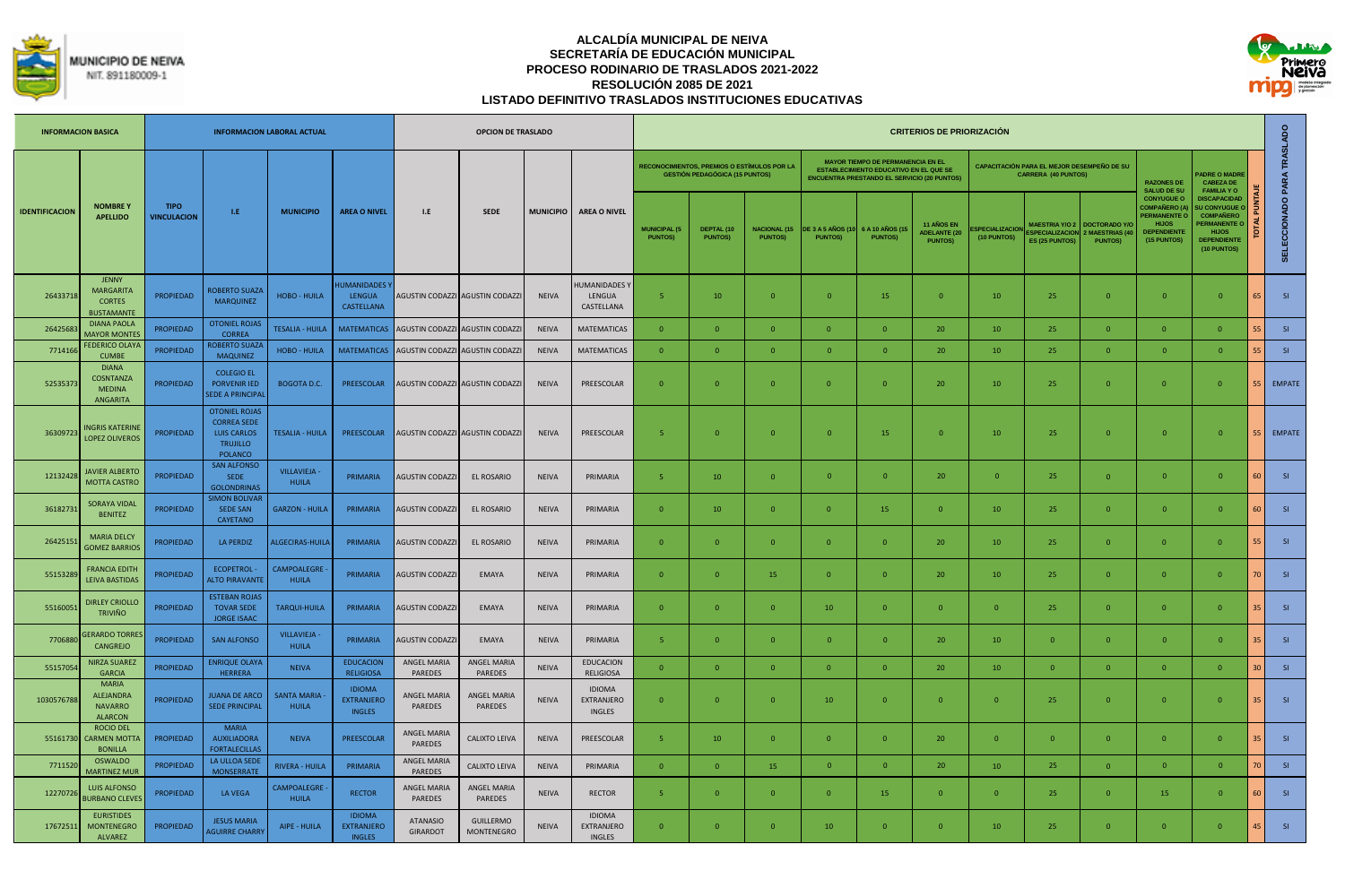MUNICIPIO DE NEIVA
NIT. 891180009-1

# ALCALDÍA MUNICIPAL DE NEIVA
## SECRETARÍA DE EDUCACIÓN MUNICIPAL
## PROCESO RODINARIO DE TRASLADOS 2021-2022
## RESOLUCIÓN 2085 DE 2021
## LISTADO DEFINITIVO TRASLADOS INSTITUCIONES EDUCATIVAS

| INFORMACION BASICA | | INFORMACION LABORAL ACTUAL | | | | OPCION DE TRASLADO | | | | CRITERIOS DE PRIORIZACIÓN | | | | | | | | | | | | TOTAL PUNTAJE | SELECCIONADO PARA TRASLADO |
|---|---|---|---|---|---|---|---|---|---|---|---|---|---|---|---|---|---|---|---|---|---|---|---|
| | | | | | | | | | | RECONOCIMIENTOS, PREMIOS O ESTÍMULOS POR LA GESTIÓN PEDAGÓGICA (15 PUNTOS) | | | MAYOR TIEMPO DE PERMANENCIA EN EL ESTABLECIMIENTO EDUCATIVO EN EL QUE SE ENCUENTRA PRESTANDO EL SERVICIO (20 PUNTOS) | | | CAPACITACIÓN PARA EL MEJOR DESEMPEÑO DE SU CARRERA (40 PUNTOS) | | | RAZONES DE SALUD DE SU CONYUGUE O COMPAÑERO (A) PERMANENTE O HIJOS DEPENDIENTE (15 PUNTOS) | PADRE O MADRE CABEZA DE FAMILIA Y O DISCAPACIDAD SU CONYUGUE O COMPAÑERO PERMANENTE O HIJOS DEPENDIENTE (10 PUNTOS) | | |
| IDENTIFICACION | NOMBRE Y APELLIDO | TIPO VINCULACION | I.E | MUNICIPIO | AREA O NIVEL | I.E | SEDE | MUNICIPIO | AREA O NIVEL | MUNICIPAL (5 PUNTOS) | DEPTAL (10 PUNTOS) | NACIONAL (15 PUNTOS) | DE 3 A 5 AÑOS (10 PUNTOS) | 6 A 10 AÑOS (15 PUNTOS) | 11 AÑOS EN ADELANTE (20 PUNTOS) | ESPECIALIZACION (10 PUNTOS) | MAESTRIA Y/O 2 ESPECIALIZACIONES (25 PUNTOS) | DOCTORADO Y/O 2 MAESTRIAS (40 PUNTOS) | | | | |
| 26433718 | JENNY MARGARITA CORTES BUSTAMANTE | PROPIEDAD | ROBERTO SUAZA MARQUINEZ | HOBO - HUILA | HUMANIDADES Y LENGUA CASTELLANA | AGUSTIN CODAZZI | AGUSTIN CODAZZI | NEIVA | HUMANIDADES Y LENGUA CASTELLANA | 5 | 10 | 0 | 0 | 15 | 0 | 10 | 25 | 0 | 0 | 0 | 65 | SI |
| 26425683 | DIANA PAOLA MAYOR MONTES | PROPIEDAD | OTONIEL ROJAS CORREA | TESALIA - HUILA | MATEMATICAS | AGUSTIN CODAZZI | AGUSTIN CODAZZI | NEIVA | MATEMATICAS | 0 | 0 | 0 | 0 | 0 | 20 | 10 | 25 | 0 | 0 | 0 | 55 | SI |
| 7714166 | FEDERICO OLAYA CUMBE | PROPIEDAD | ROBERTO SUAZA MAQUINEZ | HOBO - HUILA | MATEMATICAS | AGUSTIN CODAZZI | AGUSTIN CODAZZI | NEIVA | MATEMATICAS | 0 | 0 | 0 | 0 | 0 | 20 | 10 | 25 | 0 | 0 | 0 | 55 | SI |
| 52535373 | DIANA COSNTANZA MEDINA ANGARITA | PROPIEDAD | COLEGIO EL PORVENIR IED SEDE A PRINCIPAL | BOGOTA D.C. | PREESCOLAR | AGUSTIN CODAZZI | AGUSTIN CODAZZI | NEIVA | PREESCOLAR | 0 | 0 | 0 | 0 | 0 | 20 | 10 | 25 | 0 | 0 | 0 | 55 | EMPATE |
| 36309723 | INGRIS KATERINE LOPEZ OLIVEROS | PROPIEDAD | OTONIEL ROJAS CORREA SEDE LUIS CARLOS TRUJILLO POLANCO | TESALIA - HUILA | PREESCOLAR | AGUSTIN CODAZZI | AGUSTIN CODAZZI | NEIVA | PREESCOLAR | 5 | 0 | 0 | 0 | 15 | 0 | 10 | 25 | 0 | 0 | 0 | 55 | EMPATE |
| 12132428 | JAVIER ALBERTO MOTTA CASTRO | PROPIEDAD | SAN ALFONSO SEDE GOLONDRINAS | VILLAVIEJA - HUILA | PRIMARIA | AGUSTIN CODAZZI | EL ROSARIO | NEIVA | PRIMARIA | 5 | 10 | 0 | 0 | 0 | 20 | 0 | 25 | 0 | 0 | 0 | 60 | SI |
| 36182731 | SORAYA VIDAL BENITEZ | PROPIEDAD | SIMON BOLIVAR SEDE SAN CAYETANO | GARZON - HUILA | PRIMARIA | AGUSTIN CODAZZI | EL ROSARIO | NEIVA | PRIMARIA | 0 | 10 | 0 | 0 | 15 | 0 | 10 | 25 | 0 | 0 | 0 | 60 | SI |
| 26425151 | MARIA DELCY GOMEZ BARRIOS | PROPIEDAD | LA PERDIZ | ALGECIRAS-HUILA | PRIMARIA | AGUSTIN CODAZZI | EL ROSARIO | NEIVA | PRIMARIA | 0 | 0 | 0 | 0 | 0 | 20 | 10 | 25 | 0 | 0 | 0 | 55 | SI |
| 55153289 | FRANCIA EDITH LEIVA BASTIDAS | PROPIEDAD | ECOPETROL - ALTO PIRAVANTE | CAMPOALEGRE - HUILA | PRIMARIA | AGUSTIN CODAZZI | EMAYA | NEIVA | PRIMARIA | 0 | 0 | 15 | 0 | 0 | 20 | 10 | 25 | 0 | 0 | 0 | 70 | SI |
| 55160051 | DIRLEY CRIOLLO TRIVIÑO | PROPIEDAD | ESTEBAN ROJAS TOVAR SEDE JORGE ISAAC | TARQUI-HUILA | PRIMARIA | AGUSTIN CODAZZI | EMAYA | NEIVA | PRIMARIA | 0 | 0 | 0 | 10 | 0 | 0 | 0 | 25 | 0 | 0 | 0 | 35 | SI |
| 7706880 | GERARDO TORRES CANGREJO | PROPIEDAD | SAN ALFONSO | VILLAVIEJA - HUILA | PRIMARIA | AGUSTIN CODAZZI | EMAYA | NEIVA | PRIMARIA | 5 | 0 | 0 | 0 | 0 | 20 | 10 | 0 | 0 | 0 | 0 | 35 | SI |
| 55157054 | NIRZA SUAREZ GARCIA | PROPIEDAD | ENRIQUE OLAYA HERRERA | NEIVA | EDUCACION RELIGIOSA | ANGEL MARIA PAREDES | ANGEL MARIA PAREDES | NEIVA | EDUCACION RELIGIOSA | 0 | 0 | 0 | 0 | 0 | 20 | 10 | 0 | 0 | 0 | 0 | 30 | SI |
| 1030576788 | MARIA ALEJANDRA NAVARRO ALARCON | PROPIEDAD | JUANA DE ARCO SEDE PRINCIPAL | SANTA MARIA - HUILA | IDIOMA EXTRANJERO INGLES | ANGEL MARIA PAREDES | ANGEL MARIA PAREDES | NEIVA | IDIOMA EXTRANJERO INGLES | 0 | 0 | 0 | 10 | 0 | 0 | 0 | 25 | 0 | 0 | 0 | 35 | SI |
| 55161730 | ROCIO DEL CARMEN MOTTA BONILLA | PROPIEDAD | MARIA AUXILIADORA FORTALECILLAS | NEIVA | PREESCOLAR | ANGEL MARIA PAREDES | CALIXTO LEIVA | NEIVA | PREESCOLAR | 5 | 10 | 0 | 0 | 0 | 20 | 0 | 0 | 0 | 0 | 0 | 35 | SI |
| 7711520 | OSWALDO MARTINEZ MUR | PROPIEDAD | LA ULLOA SEDE MONSERRATE | RIVERA - HUILA | PRIMARIA | ANGEL MARIA PAREDES | CALIXTO LEIVA | NEIVA | PRIMARIA | 0 | 0 | 15 | 0 | 0 | 20 | 10 | 25 | 0 | 0 | 0 | 70 | SI |
| 12270726 | LUIS ALFONSO BURBANO CLEVES | PROPIEDAD | LA VEGA | CAMPOALEGRE - HUILA | RECTOR | ANGEL MARIA PAREDES | ANGEL MARIA PAREDES | NEIVA | RECTOR | 5 | 0 | 0 | 0 | 15 | 0 | 0 | 25 | 0 | 15 | 0 | 60 | SI |
| 17672511 | EURISTIDES MONTENEGRO ALVAREZ | PROPIEDAD | JESUS MARIA AGUIRRE CHARRY | AIPE - HUILA | IDIOMA EXTRANJERO INGLES | ATANASIO GIRARDOT | GUILLERMO MONTENEGRO | NEIVA | IDIOMA EXTRANJERO INGLES | 0 | 0 | 0 | 10 | 0 | 0 | 10 | 25 | 0 | 0 | 0 | 45 | SI |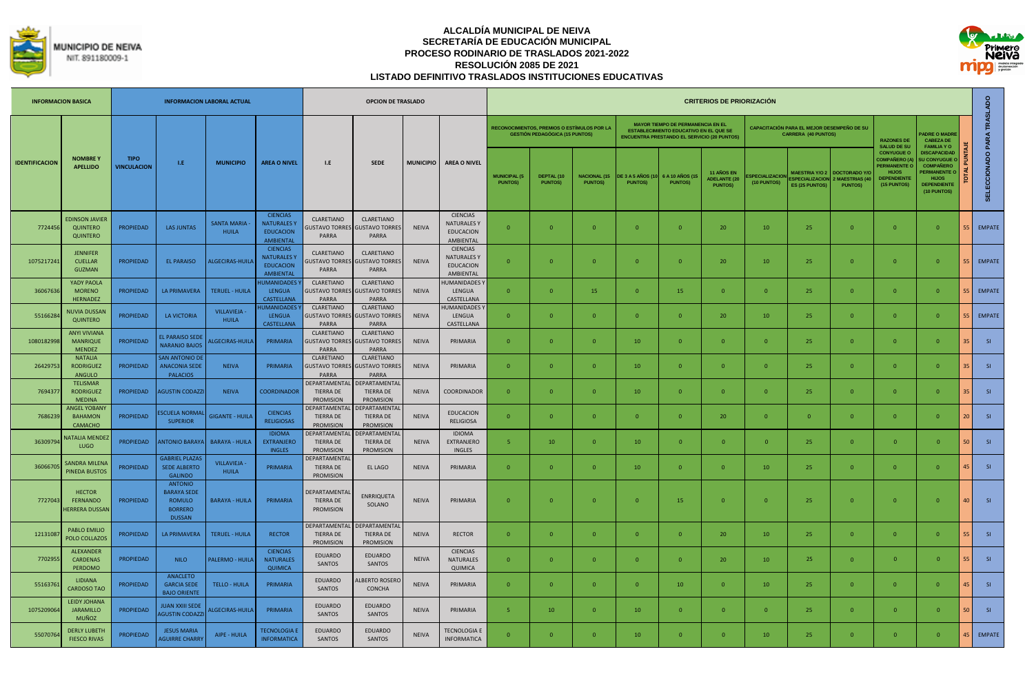**MUNICIPIO DE NEIVA**
NIT. 891180009-1

# ALCALDÍA MUNICIPAL DE NEIVA
## SECRETARÍA DE EDUCACIÓN MUNICIPAL
## PROCESO RODINARIO DE TRASLADOS 2021-2022
## RESOLUCIÓN 2085 DE 2021
## LISTADO DEFINITIVO TRASLADOS INSTITUCIONES EDUCATIVAS

| INFORMACION BASICA | | INFORMACION LABORAL ACTUAL | | | | OPCION DE TRASLADO | | | | CRITERIOS DE PRIORIZACIÓN | | | | | | | | | | | | |
|---|---|---|---|---|---|---|---|---|---|---|---|---|---|---|---|---|---|---|---|---|---|---|
| | | | | | | | | | | RECONOCIMIENTOS, PREMIOS O ESTÍMULOS POR LA GESTIÓN PEDAGÓGICA (15 PUNTOS) | | | MAYOR TIEMPO DE PERMANENCIA EN EL ESTABLECIMIENTO EDUCATIVO EN EL QUE SE ENCUENTRA PRESTANDO EL SERVICIO (20 PUNTOS) | | | CAPACITACIÓN PARA EL MEJOR DESEMPEÑO DE SU CARRERA (40 PUNTOS) | | | RAZONES DE SALUD DE SU CONYUGUE O COMPAÑERO (A) PERMANENTE O HIJOS DEPENDIENTE (15 PUNTOS) | PADRE O MADRE CABEZA DE FAMILIA Y O DISCAPACIDAD SU CONYUGUE O COMPAÑERO PERMANENTE O HIJOS DEPENDIENTE (10 PUNTOS) | TOTAL PUNTAJE | SELECCIONADO PARA TRASLADO |
| IDENTIFICACION | NOMBRE Y APELLIDO | TIPO VINCULACION | I.E | MUNICIPIO | AREA O NIVEL | I.E | SEDE | MUNICIPIO | AREA O NIVEL | MUNICIPAL (5 PUNTOS) | DEPTAL (10 PUNTOS) | NACIONAL (15 PUNTOS) | DE 3 A 5 AÑOS (10 PUNTOS) | 6 A 10 AÑOS (15 PUNTOS) | 11 AÑOS EN ADELANTE (20 PUNTOS) | ESPECIALIZACION (10 PUNTOS) | MAESTRIA Y/O 2 ESPECIALIZACIONES (25 PUNTOS) | DOCTORADO Y/O 2 MAESTRIAS (40 PUNTOS) | | | | |
| 7724456 | EDINSON JAVIER QUINTERO QUINTERO | PROPIEDAD | LAS JUNTAS | SANTA MARIA - HUILA | CIENCIAS NATURALES Y EDUCACION AMBIENTAL | CLARETIANO GUSTAVO TORRES PARRA | CLARETIANO GUSTAVO TORRES PARRA | NEIVA | CIENCIAS NATURALES Y EDUCACION AMBIENTAL | 0 | 0 | 0 | 0 | 0 | 20 | 10 | 25 | 0 | 0 | 0 | 55 | EMPATE |
| 1075217241 | JENNIFER CUELLAR GUZMAN | PROPIEDAD | EL PARAISO | ALGECIRAS-HUILA | CIENCIAS NATURALES Y EDUCACION AMBIENTAL | CLARETIANO GUSTAVO TORRES PARRA | CLARETIANO GUSTAVO TORRES PARRA | NEIVA | CIENCIAS NATURALES Y EDUCACION AMBIENTAL | 0 | 0 | 0 | 0 | 0 | 20 | 10 | 25 | 0 | 0 | 0 | 55 | EMPATE |
| 36067636 | YADY PAOLA MORENO HERNADEZ | PROPIEDAD | LA PRIMAVERA | TERUEL - HUILA | HUMANIDADES Y LENGUA CASTELLANA | CLARETIANO GUSTAVO TORRES PARRA | CLARETIANO GUSTAVO TORRES PARRA | NEIVA | HUMANIDADES Y LENGUA CASTELLANA | 0 | 0 | 15 | 0 | 15 | 0 | 0 | 25 | 0 | 0 | 0 | 55 | EMPATE |
| 55166284 | NUVIA DUSSAN QUINTERO | PROPIEDAD | LA VICTORIA | VILLAVIEJA - HUILA | HUMANIDADES Y LENGUA CASTELLANA | CLARETIANO GUSTAVO TORRES PARRA | CLARETIANO GUSTAVO TORRES PARRA | NEIVA | HUMANIDADES Y LENGUA CASTELLANA | 0 | 0 | 0 | 0 | 0 | 20 | 10 | 25 | 0 | 0 | 0 | 55 | EMPATE |
| 1080182998 | ANYI VIVIANA MANRIQUE MENDEZ | PROPIEDAD | EL PARAISO SEDE NARANJO BAJOS | ALGECIRAS-HUILA | PRIMARIA | CLARETIANO GUSTAVO TORRES PARRA | CLARETIANO GUSTAVO TORRES PARRA | NEIVA | PRIMARIA | 0 | 0 | 0 | 10 | 0 | 0 | 0 | 25 | 0 | 0 | 0 | 35 | SI |
| 26429753 | NATALIA RODRIGUEZ ANGULO | PROPIEDAD | SAN ANTONIO DE ANACONIA SEDE PALACIOS | NEIVA | PRIMARIA | CLARETIANO GUSTAVO TORRES PARRA | CLARETIANO GUSTAVO TORRES PARRA | NEIVA | PRIMARIA | 0 | 0 | 0 | 10 | 0 | 0 | 0 | 25 | 0 | 0 | 0 | 35 | SI |
| 7694377 | TELISMAR RODRIGUEZ MEDINA | PROPIEDAD | AGUSTIN CODAZZI | NEIVA | COORDINADOR | DEPARTAMENTAL TIERRA DE PROMISION | DEPARTAMENTAL TIERRA DE PROMISION | NEIVA | COORDINADOR | 0 | 0 | 0 | 10 | 0 | 0 | 0 | 25 | 0 | 0 | 0 | 35 | SI |
| 7686239 | ANGEL YOBANY BAHAMON CAMACHO | PROPIEDAD | ESCUELA NORMAL SUPERIOR | GIGANTE - HUILA | CIENCIAS RELIGIOSAS | DEPARTAMENTAL TIERRA DE PROMISION | DEPARTAMENTAL TIERRA DE PROMISION | NEIVA | EDUCACION RELIGIOSA | 0 | 0 | 0 | 0 | 0 | 20 | 0 | 0 | 0 | 0 | 0 | 20 | SI |
| 36309794 | NATALIA MENDEZ LUGO | PROPIEDAD | ANTONIO BARAYA | BARAYA - HUILA | IDIOMA EXTRANJERO INGLES | DEPARTAMENTAL TIERRA DE PROMISION | DEPARTAMENTAL TIERRA DE PROMISION | NEIVA | IDIOMA EXTRANJERO INGLES | 5 | 10 | 0 | 10 | 0 | 0 | 0 | 25 | 0 | 0 | 0 | 50 | SI |
| 36066705 | SANDRA MILENA PINEDA BUSTOS | PROPIEDAD | GABRIEL PLAZAS SEDE ALBERTO GALINDO | VILLAVIEJA - HUILA | PRIMARIA | DEPARTAMENTAL TIERRA DE PROMISION | EL LAGO | NEIVA | PRIMARIA | 0 | 0 | 0 | 10 | 0 | 0 | 10 | 25 | 0 | 0 | 0 | 45 | SI |
| 7727043 | HECTOR FERNANDO HERRERA DUSSAN | PROPIEDAD | ANTONIO BARAYA SEDE ROMULO BORRERO DUSSAN | BARAYA - HUILA | PRIMARIA | DEPARTAMENTAL TIERRA DE PROMISION | ENRRIQUETA SOLANO | NEIVA | PRIMARIA | 0 | 0 | 0 | 0 | 15 | 0 | 0 | 25 | 0 | 0 | 0 | 40 | SI |
| 12131087 | PABLO EMILIO POLO COLLAZOS | PROPIEDAD | LA PRIMAVERA | TERUEL - HUILA | RECTOR | DEPARTAMENTAL TIERRA DE PROMISION | DEPARTAMENTAL TIERRA DE PROMISION | NEIVA | RECTOR | 0 | 0 | 0 | 0 | 0 | 20 | 10 | 25 | 0 | 0 | 0 | 55 | SI |
| 7702955 | ALEXANDER CARDENAS PERDOMO | PROPIEDAD | NILO | PALERMO - HUILA | CIENCIAS NATURALES QUIMICA | EDUARDO SANTOS | EDUARDO SANTOS | NEIVA | CIENCIAS NATURALES QUIMICA | 0 | 0 | 0 | 0 | 0 | 20 | 10 | 25 | 0 | 0 | 0 | 55 | SI |
| 55163761 | LIDIANA CARDOSO TAO | PROPIEDAD | ANACLETO GARCIA SEDE BAJO ORIENTE | TELLO - HUILA | PRIMARIA | EDUARDO SANTOS | ALBERTO ROSERO CONCHA | NEIVA | PRIMARIA | 0 | 0 | 0 | 0 | 10 | 0 | 10 | 25 | 0 | 0 | 0 | 45 | SI |
| 1075209064 | LEIDY JOHANA JARAMILLO MUÑOZ | PROPIEDAD | JUAN XXIII SEDE AGUSTIN CODAZZI | ALGECIRAS-HUILA | PRIMARIA | EDUARDO SANTOS | EDUARDO SANTOS | NEIVA | PRIMARIA | 5 | 10 | 0 | 10 | 0 | 0 | 0 | 25 | 0 | 0 | 0 | 50 | SI |
| 55070764 | DERLY LUBETH FIESCO RIVAS | PROPIEDAD | JESUS MARIA AGUIRRE CHARRY | AIPE - HUILA | TECNOLOGIA E INFORMATICA | EDUARDO SANTOS | EDUARDO SANTOS | NEIVA | TECNOLOGIA E INFORMATICA | 0 | 0 | 0 | 10 | 0 | 0 | 10 | 25 | 0 | 0 | 0 | 45 | EMPATE |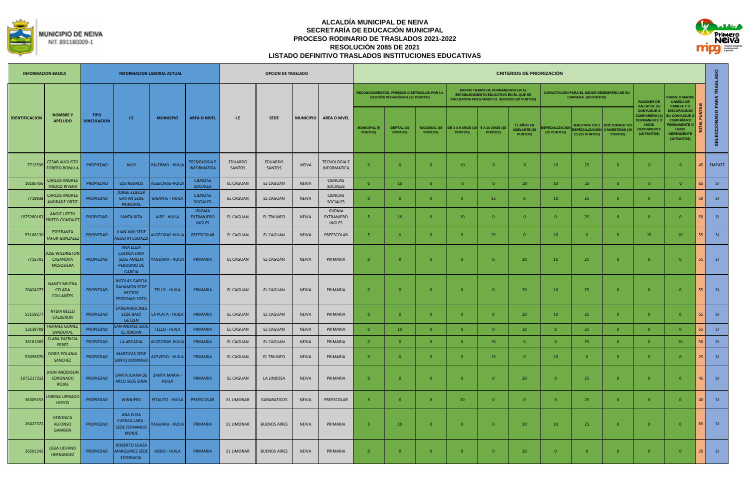## ALCALDÍA MUNICIPAL DE NEIVA
## SECRETARÍA DE EDUCACIÓN MUNICIPAL
## PROCESO RODINARIO DE TRASLADOS 2021-2022
## RESOLUCIÓN 2085 DE 2021
## LISTADO DEFINITIVO TRASLADOS INSTITUCIONES EDUCATIVAS

| INFORMACION BASICA | | INFORMACION LABORAL ACTUAL | | | | OPCION DE TRASLADO | | | | CRITERIOS DE PRIORIZACIÓN | | | | | | | | | | | | | SELECCIONADO PARA TRASLADO |
|---|---|---|---|---|---|---|---|---|---|---|---|---|---|---|---|---|---|---|---|---|---|---|---|
| | | | | | | | | | | RECONOCIMIENTOS, PREMIOS O ESTÍMULOS POR LA GESTIÓN PEDAGÓGICA (15 PUNTOS) | | | MAYOR TIEMPO DE PERMANENCIA EN EL ESTABLECIMIENTO EDUCATIVO EN EL QUE SE ENCUENTRA PRESTANDO EL SERVICIO (20 PUNTOS) | | | CAPACITACIÓN PARA EL MEJOR DESEMPEÑO DE SU CARRERA (40 PUNTOS) | | | RAZONES DE SALUD DE SU CONYUGUE O COMPAÑERO (A) PERMANENTE O HIJOS DEPENDIENTE (15 PUNTOS) | PADRE O MADRE CABEZA DE FAMILIA Y O DISCAPACIDAD SU CONYUGUE O COMPAÑERO PERMANENTE O HIJOS DEPENDIENTE (10 PUNTOS) | TOTAL PUNTAJE | |
| IDENTIFICACION | NOMBRE Y APELLIDO | TIPO VINCULACION | I.E | MUNICIPIO | AREA O NIVEL | I.E | SEDE | MUNICIPIO | AREA O NIVEL | MUNICIPAL (5 PUNTOS) | DEPTAL (10 PUNTOS) | NACIONAL (15 PUNTOS) | DE 3 A 5 AÑOS (10 PUNTOS) | 6 A 10 AÑOS (15 PUNTOS) | 11 AÑOS EN ADELANTE (20 PUNTOS) | ESPECIALIZACION (10 PUNTOS) | MAESTRIA Y/O 2 ESPECIALIZACIONES (25 PUNTOS) | DOCTORADO Y/O 2 MAESTRIAS (40 PUNTOS) | | | | |
| 7712596 | CESAR AUGUSTO FORERO BONILLA | PROPIEDAD | NILO | PALERMO - HUILA | TECNOLOGIA E INFORMATICA | EDUARDO SANTOS | EDUARDO SANTOS | NEIVA | TECNOLOGIA E INFORMATICA | 0 | 0 | 0 | 10 | 0 | 0 | 10 | 25 | 0 | 0 | 0 | 45 | EMPATE |
| 16185456 | CARLOS ANDRES TINOCO RIVERA | PROPIEDAD | LOS NEGROS | ALGECIRAS-HUILA | CIENCIAS SOCIALES | EL CAGUAN | EL CAGUAN | NEIVA | CIENCIAS SOCIALES | 0 | 10 | 0 | 0 | 0 | 20 | 10 | 25 | 0 | 0 | 0 | 65 | SI |
| 7718938 | CARLOS ANDRES ANDRADE ORTIZ | PROPIEDAD | JORGE ELIECER GAITAN SEDE PRINCIPAL | GIGANTE - HUILA | CIENCIAS SOCIALES | EL CAGUAN | EL CAGUAN | NEIVA | CIENCIAS SOCIALES | 0 | 0 | 0 | 0 | 15 | 0 | 10 | 25 | 0 | 0 | 0 | 50 | SI |
| 1075260163 | ANGIE LIZETH PRIETO GONZALEZ | PROPIEDAD | SANTA RITA | AIPE - HUILA | IDIOMA EXTRANJERO INGLES | EL CAGUAN | EL TRIUNFO | NEIVA | IDIOMA EXTRANJERO INGLES | 5 | 10 | 0 | 10 | 0 | 0 | 0 | 25 | 0 | 0 | 0 | 50 | SI |
| 55166130 | ESPERANZA TAFUR GONZALEZ | PROPIEDAD | JUAN XXIII SEDE AGUSTIN CODAZZI | ALGECIRAS-HUILA | PREESCOLAR | EL CAGUAN | EL CAGUAN | NEIVA | PREESCOLAR | 5 | 0 | 0 | 0 | 15 | 0 | 10 | 0 | 0 | 15 | 10 | 55 | SI |
| 7713705 | JOSE WILLINGTON CASANOVA MOSQUERA | PROPIEDAD | ANA ELISA CUENCA LARA SEDE AMELIA PERDOMO DE GARCIA | YAGUARA - HUILA | PRIMARIA | EL CAGUAN | EL CAGUAN | NEIVA | PRIMARIA | 0 | 0 | 0 | 0 | 0 | 20 | 10 | 25 | 0 | 0 | 0 | 55 | SI |
| 26424277 | NANCY MILENA CELADA COLLANTES | PROPIEDAD | NICOLAS GARCIA BAHAMON SEDE HECTOR PERDOMO SOTO | TELLO - HUILA | PRIMARIA | EL CAGUAN | EL CAGUAN | NEIVA | PRIMARIA | 0 | 0 | 0 | 0 | 0 | 20 | 10 | 25 | 0 | 0 | 0 | 55 | SI |
| 55159277 | NYDIA BELLO CALDERON | PROPIEDAD | CANSARROCINES SEDE BAJO GETZEN | LA PLATA - HUILA | PRIMARIA | EL CAGUAN | EL CAGUAN | NEIVA | PRIMARIA | 0 | 0 | 0 | 0 | 0 | 20 | 10 | 25 | 0 | 0 | 0 | 55 | SI |
| 12139708 | HERMES GOMEZ SANDOVAL | PROPIEDAD | SAN ANDRES SEDE EL JORDAN | TELLO - HUILA | PRIMARIA | EL CAGUAN | EL CAGUAN | NEIVA | PRIMARIA | 0 | 10 | 0 | 0 | 0 | 20 | 0 | 25 | 0 | 0 | 0 | 55 | SI |
| 36181065 | CLARA PATRICIA PEREZ | PROPIEDAD | LA ARCADIA | ALGECIRAS-HUILA | PRIMARIA | EL CAGUAN | EL CAGUAN | NEIVA | PRIMARIA | 0 | 0 | 0 | 0 | 15 | 0 | 0 | 25 | 0 | 0 | 10 | 50 | SI |
| 55058570 | DORIS POLANIA SANCHEZ | PROPIEDAD | MARTICAS SEDE SANTO DOMINGO | ACEVEDO - HUILA | PRIMARIA | EL CAGUAN | EL TRIUNFO | NEIVA | PRIMARIA | 0 | 0 | 0 | 0 | 15 | 0 | 10 | 0 | 0 | 0 | 0 | 25 | SI |
| 1075217313 | JHON ANDERSON CORONADO ROJAS | PROPIEDAD | SANTA JUANA DE ARCO SEDE SINAI | SANTA MARIA - HUILA | PRIMARIA | EL CAGUAN | LA LINDOSA | NEIVA | PRIMARIA | 0 | 0 | 0 | 0 | 0 | 20 | 0 | 25 | 0 | 0 | 0 | 45 | SI |
| 36309153 | LORENA URRIAGO HOYOS | PROPIEDAD | WINNIPEG | PITALITO - HUILA | PREESCOLAR | EL LIMONAR | GARABATICOS | NEIVA | PREESCOLAR | 5 | 0 | 0 | 10 | 0 | 0 | 0 | 25 | 0 | 0 | 0 | 40 | SI |
| 26427372 | VERONICA ALFONSO GAMBOA | PROPIEDAD | ANA ELISA CUENCA LARA - SEDE FERNANDO MONJE | YAGUARA - HUILA | PRIMARIA | EL LIMONAR | BUENOS AIRES | NEIVA | PRIMARIA | 0 | 10 | 0 | 0 | 0 | 20 | 10 | 25 | 0 | 0 | 0 | 65 | SI |
| 26501242 | LIGIA LIEVANO HERNANDEZ | PROPIEDAD | ROBERTO SUAZA MARQUINEZ SEDE ESTORACAL | HOBO - HUILA | PRIMARIA | EL LIMONAR | BUENOS AIRES | NEIVA | PRIMARIA | 0 | 0 | 0 | 0 | 0 | 20 | 0 | 0 | 0 | 0 | 0 | 20 | SI |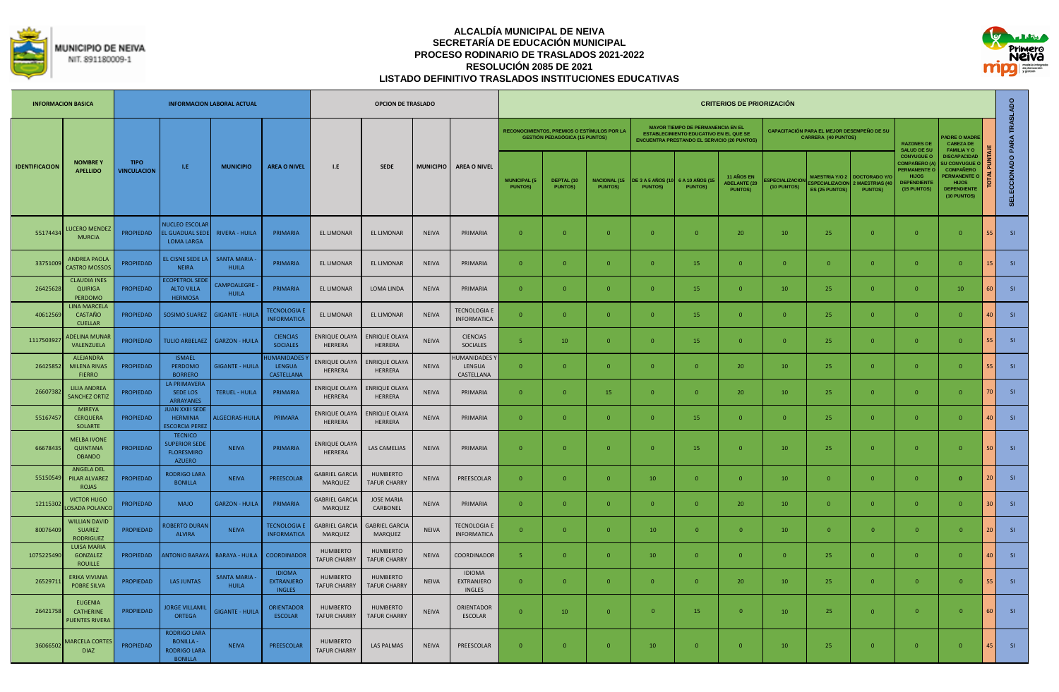# ALCALDÍA MUNICIPAL DE NEIVA
## SECRETARÍA DE EDUCACIÓN MUNICIPAL
## PROCESO RODINARIO DE TRASLADOS 2021-2022
## RESOLUCIÓN 2085 DE 2021
## LISTADO DEFINITIVO TRASLADOS INSTITUCIONES EDUCATIVAS

| INFORMACION BASICA | | INFORMACION LABORAL ACTUAL | | | | OPCION DE TRASLADO | | | | CRITERIOS DE PRIORIZACIÓN | | | | | | | | | | | | |
|---|---|---|---|---|---|---|---|---|---|---|---|---|---|---|---|---|---|---|---|---|---|---|
| | | | | | | | | | | RECONOCIMIENTOS, PREMIOS O ESTÍMULOS POR LA GESTIÓN PEDAGÓGICA (15 PUNTOS) | | | MAYOR TIEMPO DE PERMANENCIA EN EL ESTABLECIMIENTO EDUCATIVO EN EL QUE SE ENCUENTRA PRESTANDO EL SERVICIO (20 PUNTOS) | | | CAPACITACIÓN PARA EL MEJOR DESEMPEÑO DE SU CARRERA (40 PUNTOS) | | | RAZONES DE SALUD DE SU CONYUGUE O COMPAÑERO (A) PERMANENTE O HIJOS DEPENDIENTE (15 PUNTOS) | PADRE O MADRE CABEZA DE FAMILIA Y O DISCAPACIDAD SU CONYUGUE O COMPAÑERO PERMANENTE O HIJOS DEPENDIENTE (10 PUNTOS) | TOTAL PUNTAJE | SELECCIONADO PARA TRASLADO |
| IDENTIFICACION | NOMBRE Y APELLIDO | TIPO VINCULACION | I.E | MUNICIPIO | AREA O NIVEL | I.E | SEDE | MUNICIPIO | AREA O NIVEL | MUNICIPAL (5 PUNTOS) | DEPTAL (10 PUNTOS) | NACIONAL (15 PUNTOS) | DE 3 A 5 AÑOS (10 PUNTOS) | 6 A 10 AÑOS (15 PUNTOS) | 11 AÑOS EN ADELANTE (20 PUNTOS) | ESPECIALIZACION (10 PUNTOS) | MAESTRIA Y/O 2 ESPECIALIZACIONES (25 PUNTOS) | DOCTORADO Y/O 2 MAESTRIAS (40 PUNTOS) | | | | |
| 55174434 | LUCERO MENDEZ MURCIA | PROPIEDAD | NUCLEO ESCOLAR EL GUADUAL SEDE LOMA LARGA | RIVERA - HUILA | PRIMARIA | EL LIMONAR | EL LIMONAR | NEIVA | PRIMARIA | 0 | 0 | 0 | 0 | 0 | 20 | 10 | 25 | 0 | 0 | 0 | 55 | SI |
| 33751009 | ANDREA PAOLA CASTRO MOSSOS | PROPIEDAD | EL CISNE SEDE LA NEIRA | SANTA MARIA - HUILA | PRIMARIA | EL LIMONAR | EL LIMONAR | NEIVA | PRIMARIA | 0 | 0 | 0 | 0 | 15 | 0 | 0 | 0 | 0 | 0 | 0 | 15 | SI |
| 26425628 | CLAUDIA INES QUIRIGA PERDOMO | PROPIEDAD | ECOPETROL SEDE ALTO VILLA HERMOSA | CAMPOALEGRE - HUILA | PRIMARIA | EL LIMONAR | LOMA LINDA | NEIVA | PRIMARIA | 0 | 0 | 0 | 0 | 15 | 0 | 10 | 25 | 0 | 0 | 10 | 60 | SI |
| 40612569 | LINA MARCELA CASTAÑO CUELLAR | PROPIEDAD | SOSIMO SUAREZ | GIGANTE - HUILA | TECNOLOGIA E INFORMATICA | EL LIMONAR | EL LIMONAR | NEIVA | TECNOLOGIA E INFORMATICA | 0 | 0 | 0 | 0 | 15 | 0 | 0 | 25 | 0 | 0 | 0 | 40 | SI |
| 1117503927 | ADELINA MUNAR VALENZUELA | PROPIEDAD | TULIO ARBELAEZ | GARZON - HUILA | CIENCIAS SOCIALES | ENRIQUE OLAYA HERRERA | ENRIQUE OLAYA HERRERA | NEIVA | CIENCIAS SOCIALES | 5 | 10 | 0 | 0 | 15 | 0 | 0 | 25 | 0 | 0 | 0 | 55 | SI |
| 26425852 | ALEJANDRA MILENA RIVAS FIERRO | PROPIEDAD | ISMAEL PERDOMO BORRERO | GIGANTE - HUILA | HUMANIDADES Y LENGUA CASTELLANA | ENRIQUE OLAYA HERRERA | ENRIQUE OLAYA HERRERA | NEIVA | HUMANIDADES Y LENGUA CASTELLANA | 0 | 0 | 0 | 0 | 0 | 20 | 10 | 25 | 0 | 0 | 0 | 55 | SI |
| 26607382 | LILIA ANDREA SANCHEZ ORTIZ | PROPIEDAD | LA PRIMAVERA SEDE LOS ARRAYANES | TERUEL - HUILA | PRIMARIA | ENRIQUE OLAYA HERRERA | ENRIQUE OLAYA HERRERA | NEIVA | PRIMARIA | 0 | 0 | 15 | 0 | 0 | 20 | 10 | 25 | 0 | 0 | 0 | 70 | SI |
| 55167457 | MIREYA CERQUERA SOLARTE | PROPIEDAD | JUAN XXIII SEDE HERMINIA ESCORCIA PEREZ | ALGECIRAS-HUILA | PRIMARA | ENRIQUE OLAYA HERRERA | ENRIQUE OLAYA HERRERA | NEIVA | PRIMARIA | 0 | 0 | 0 | 0 | 15 | 0 | 0 | 25 | 0 | 0 | 0 | 40 | SI |
| 66678435 | MELBA IVONE QUINTANA OBANDO | PROPIEDAD | TECNICO SUPERIOR SEDE FLORESMIRO AZUERO | NEIVA | PRIMARIA | ENRIQUE OLAYA HERRERA | LAS CAMELIAS | NEIVA | PRIMARIA | 0 | 0 | 0 | 0 | 15 | 0 | 10 | 25 | 0 | 0 | 0 | 50 | SI |
| 55150549 | ANGELA DEL PILAR ALVAREZ ROJAS | PROPIEDAD | RODRIGO LARA BONILLA | NEIVA | PREESCOLAR | GABRIEL GARCIA MARQUEZ | HUMBERTO TAFUR CHARRY | NEIVA | PREESCOLAR | 0 | 0 | 0 | 10 | 0 | 0 | 10 | 0 | 0 | 0 | 0 | 20 | SI |
| 12115302 | VICTOR HUGO LOSADA POLANCO | PROPIEDAD | MAJO | GARZON - HUILA | PRIMARIA | GABRIEL GARCIA MARQUEZ | JOSE MARIA CARBONEL | NEIVA | PRIMARIA | 0 | 0 | 0 | 0 | 0 | 20 | 10 | 0 | 0 | 0 | 0 | 30 | SI |
| 80076409 | WILLIAN DAVID SUAREZ RODRIGUEZ | PROPIEDAD | ROBERTO DURAN ALVIRA | NEIVA | TECNOLOGIA E INFORMATICA | GABRIEL GARCIA MARQUEZ | GABRIEL GARCIA MARQUEZ | NEIVA | TECNOLOGIA E INFORMATICA | 0 | 0 | 0 | 10 | 0 | 0 | 10 | 0 | 0 | 0 | 0 | 20 | SI |
| 1075225490 | LUISA MARIA GONZALEZ ROUILLE | PROPIEDAD | ANTONIO BARAYA | BARAYA - HUILA | COORDINADOR | HUMBERTO TAFUR CHARRY | HUMBERTO TAFUR CHARRY | NEIVA | COORDINADOR | 5 | 0 | 0 | 10 | 0 | 0 | 0 | 25 | 0 | 0 | 0 | 40 | SI |
| 26529711 | ERIKA VIVIANA POBRE SILVA | PROPIEDAD | LAS JUNTAS | SANTA MARIA - HUILA | IDIOMA EXTRANJERO INGLES | HUMBERTO TAFUR CHARRY | HUMBERTO TAFUR CHARRY | NEIVA | IDIOMA EXTRANJERO INGLES | 0 | 0 | 0 | 0 | 0 | 20 | 10 | 25 | 0 | 0 | 0 | 55 | SI |
| 26421758 | EUGENIA CATHERINE PUENTES RIVERA | PROPIEDAD | JORGE VILLAMIL ORTEGA | GIGANTE - HUILA | ORIENTADOR ESCOLAR | HUMBERTO TAFUR CHARRY | HUMBERTO TAFUR CHARRY | NEIVA | ORIENTADOR ESCOLAR | 0 | 10 | 0 | 0 | 15 | 0 | 10 | 25 | 0 | 0 | 0 | 60 | SI |
| 36066502 | MARCELA CORTES DIAZ | PROPIEDAD | RODRIGO LARA BONILLA - RODRIGO LARA BONILLA | NEIVA | PREESCOLAR | HUMBERTO TAFUR CHARRY | LAS PALMAS | NEIVA | PREESCOLAR | 0 | 0 | 0 | 10 | 0 | 0 | 10 | 25 | 0 | 0 | 0 | 45 | SI |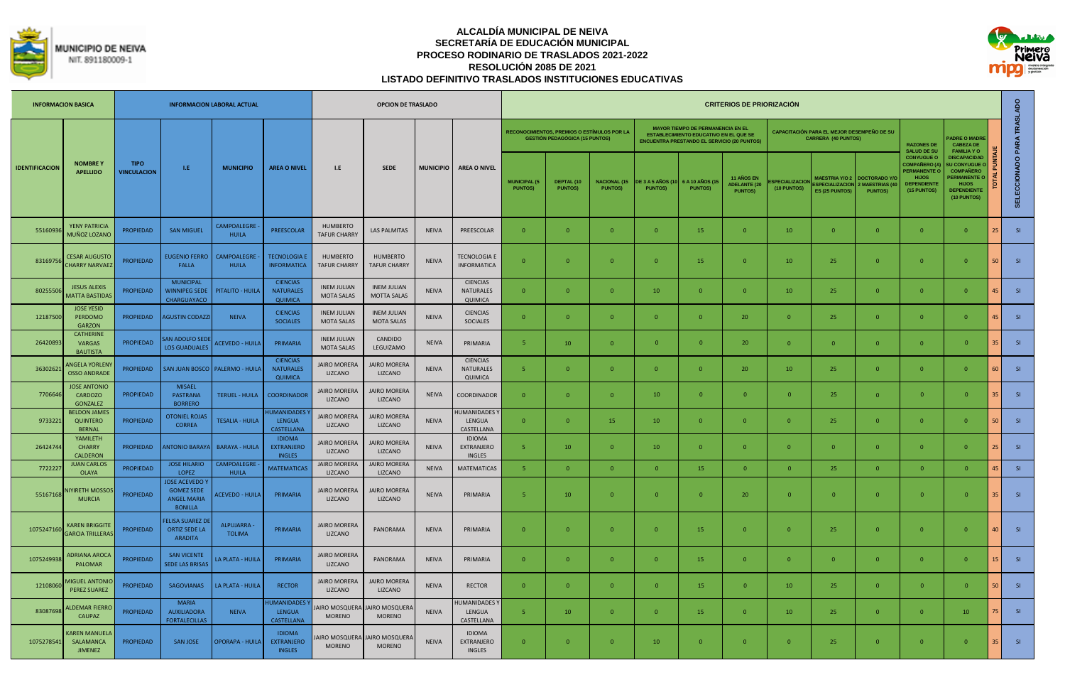# ALCALDÍA MUNICIPAL DE NEIVA
## SECRETARÍA DE EDUCACIÓN MUNICIPAL
## PROCESO RODINARIO DE TRASLADOS 2021-2022
## RESOLUCIÓN 2085 DE 2021
## LISTADO DEFINITIVO TRASLADOS INSTITUCIONES EDUCATIVAS

| INFORMACION BASICA | | INFORMACION LABORAL ACTUAL | | | | OPCION DE TRASLADO | | | | CRITERIOS DE PRIORIZACIÓN | | | | | | | | | | | | SELECCIONADO PARA TRASLADO |
|---|---|---|---|---|---|---|---|---|---|---|---|---|---|---|---|---|---|---|---|---|---|---|
| | | | | | | | | | | RECONOCIMIENTOS, PREMIOS O ESTÍMULOS POR LA GESTIÓN PEDAGÓGICA (15 PUNTOS) | | | MAYOR TIEMPO DE PERMANENCIA EN EL ESTABLECIMIENTO EDUCATIVO EN EL QUE SE ENCUENTRA PRESTANDO EL SERVICIO (20 PUNTOS) | | | CAPACITACIÓN PARA EL MEJOR DESEMPEÑO DE SU CARRERA (40 PUNTOS) | | | RAZONES DE SALUD DE SU CONYUGUE O COMPAÑERO (A) PERMANENTE O HIJOS DEPENDIENTE (15 PUNTOS) | PADRE O MADRE CABEZA DE FAMILIA Y O DISCAPACIDAD SU CONYUGUE O COMPAÑERO PERMANENTE O HIJOS DEPENDIENTE (10 PUNTOS) | TOTAL PUNTAJE | |
| IDENTIFICACION | NOMBRE Y APELLIDO | TIPO VINCULACION | I.E | MUNICIPIO | AREA O NIVEL | I.E | SEDE | MUNICIPIO | AREA O NIVEL | MUNICIPAL (5 PUNTOS) | DEPTAL (10 PUNTOS) | NACIONAL (15 PUNTOS) | DE 3 A 5 AÑOS (10 PUNTOS) | 6 A 10 AÑOS (15 PUNTOS) | 11 AÑOS EN ADELANTE (20 PUNTOS) | ESPECIALIZACION (10 PUNTOS) | MAESTRIA Y/O 2 ESPECIALIZACIONES (25 PUNTOS) | DOCTORADO Y/O 2 MAESTRIAS (40 PUNTOS) | | | | |
| 55160936 | YENY PATRICIA MUÑOZ LOZANO | PROPIEDAD | SAN MIGUEL | CAMPOALEGRE - HUILA | PREESCOLAR | HUMBERTO TAFUR CHARRY | LAS PALMITAS | NEIVA | PREESCOLAR | 0 | 0 | 0 | 0 | 15 | 0 | 10 | 0 | 0 | 0 | 0 | 25 | SI |
| 83169756 | CESAR AUGUSTO CHARRY NARVAEZ | PROPIEDAD | EUGENIO FERRO FALLA | CAMPOALEGRE - HUILA | TECNOLOGIA E INFORMATICA | HUMBERTO TAFUR CHARRY | HUMBERTO TAFUR CHARRY | NEIVA | TECNOLOGIA E INFORMATICA | 0 | 0 | 0 | 0 | 15 | 0 | 10 | 25 | 0 | 0 | 0 | 50 | SI |
| 80255506 | JESUS ALEXIS MATTA BASTIDAS | PROPIEDAD | MUNICIPAL WINNIPEG SEDE CHARGUAYACO | PITALITO - HUILA | CIENCIAS NATURALES QUIMICA | INEM JULIAN MOTA SALAS | INEM JULIAN MOTTA SALAS | NEIVA | CIENCIAS NATURALES QUIMICA | 0 | 0 | 0 | 10 | 0 | 0 | 10 | 25 | 0 | 0 | 0 | 45 | SI |
| 12187500 | JOSE YESID PERDOMO GARZON | PROPIEDAD | AGUSTIN CODAZZI | NEIVA | CIENCIAS SOCIALES | INEM JULIAN MOTA SALAS | INEM JULIAN MOTA SALAS | NEIVA | CIENCIAS SOCIALES | 0 | 0 | 0 | 0 | 0 | 20 | 0 | 25 | 0 | 0 | 0 | 45 | SI |
| 26420893 | CATHERINE VARGAS BAUTISTA | PROPIEDAD | SAN ADOLFO SEDE LOS GUADUALES | ACEVEDO - HUILA | PRIMARIA | INEM JULIAN MOTA SALAS | CANDIDO LEGUIZAMO | NEIVA | PRIMARIA | 5 | 10 | 0 | 0 | 0 | 20 | 0 | 0 | 0 | 0 | 0 | 35 | SI |
| 36302621 | ANGELA YORLENY OSSO ANDRADE | PROPIEDAD | SAN JUAN BOSCO | PALERMO - HUILA | CIENCIAS NATURALES QUIMICA | JAIRO MORERA LIZCANO | JAIRO MORERA LIZCANO | NEIVA | CIENCIAS NATURALES QUIMICA | 5 | 0 | 0 | 0 | 0 | 20 | 10 | 25 | 0 | 0 | 0 | 60 | SI |
| 7706646 | JOSE ANTONIO CARDOZO GONZALEZ | PROPIEDAD | MISAEL PASTRANA BORRERO | TERUEL - HUILA | COORDINADOR | JAIRO MORERA LIZCANO | JAIRO MORERA LIZCANO | NEIVA | COORDINADOR | 0 | 0 | 0 | 10 | 0 | 0 | 0 | 25 | 0 | 0 | 0 | 35 | SI |
| 9733221 | BELDON JAMES QUINTERO BERNAL | PROPIEDAD | OTONIEL ROJAS CORREA | TESALIA - HUILA | HUMANIDADES Y LENGUA CASTELLANA | JAIRO MORERA LIZCANO | JAIRO MORERA LIZCANO | NEIVA | HUMANIDADES Y LENGUA CASTELLANA | 0 | 0 | 15 | 10 | 0 | 0 | 0 | 25 | 0 | 0 | 0 | 50 | SI |
| 26424744 | YAMILETH CHARRY CALDERON | PROPIEDAD | ANTONIO BARAYA | BARAYA - HUILA | IDIOMA EXTRANJERO INGLES | JAIRO MORERA LIZCANO | JAIRO MORERA LIZCANO | NEIVA | IDIOMA EXTRANJERO INGLES | 5 | 10 | 0 | 10 | 0 | 0 | 0 | 0 | 0 | 0 | 0 | 25 | SI |
| 7722227 | JUAN CARLOS OLAYA | PROPIEDAD | JOSE HILARIO LOPEZ | CAMPOALEGRE - HUILA | MATEMATICAS | JAIRO MORERA LIZCANO | JAIRO MORERA LIZCANO | NEIVA | MATEMATICAS | 5 | 0 | 0 | 0 | 15 | 0 | 0 | 25 | 0 | 0 | 0 | 45 | SI |
| 55167168 | NIYIRETH MOSSOS MURCIA | PROPIEDAD | JOSE ACEVEDO Y GOMEZ SEDE ANGEL MARIA BONILLA | ACEVEDO - HUILA | PRIMARIA | JAIRO MORERA LIZCANO | JAIRO MORERA LIZCANO | NEIVA | PRIMARIA | 5 | 10 | 0 | 0 | 0 | 20 | 0 | 0 | 0 | 0 | 0 | 35 | SI |
| 1075247160 | KAREN BRIGGITE GARCIA TRILLERAS | PROPIEDAD | FELISA SUAREZ DE ORTIZ SEDE LA ARADITA | ALPUJARRA - TOLIMA | PRIMARIA | JAIRO MORERA LIZCANO | PANORAMA | NEIVA | PRIMARIA | 0 | 0 | 0 | 0 | 15 | 0 | 0 | 25 | 0 | 0 | 0 | 40 | SI |
| 1075249938 | ADRIANA AROCA PALOMAR | PROPIEDAD | SAN VICENTE SEDE LAS BRISAS | LA PLATA - HUILA | PRIMARIA | JAIRO MORERA LIZCANO | PANORAMA | NEIVA | PRIMARIA | 0 | 0 | 0 | 0 | 15 | 0 | 0 | 0 | 0 | 0 | 0 | 15 | SI |
| 12108060 | MIGUEL ANTONIO PEREZ SUAREZ | PROPIEDAD | SAGOVIANAS | LA PLATA - HUILA | RECTOR | JAIRO MORERA LIZCANO | JAIRO MORERA LIZCANO | NEIVA | RECTOR | 0 | 0 | 0 | 0 | 15 | 0 | 10 | 25 | 0 | 0 | 0 | 50 | SI |
| 83087698 | ALDEMAR FIERRO CAUPAZ | PROPIEDAD | MARIA AUXILIADORA FORTALECILLAS | NEIVA | HUMANIDADES Y LENGUA CASTELLANA | JAIRO MOSQUERA MORENO | JAIRO MOSQUERA MORENO | NEIVA | HUMANIDADES Y LENGUA CASTELLANA | 5 | 10 | 0 | 0 | 15 | 0 | 10 | 25 | 0 | 0 | 10 | 75 | SI |
| 1075278541 | KAREN MANUELA SALAMANCA JIMENEZ | PROPIEDAD | SAN JOSE | OPORAPA - HUILA | IDIOMA EXTRANJERO INGLES | JAIRO MOSQUERA MORENO | JAIRO MOSQUERA MORENO | NEIVA | IDIOMA EXTRANJERO INGLES | 0 | 0 | 0 | 10 | 0 | 0 | 0 | 25 | 0 | 0 | 0 | 35 | SI |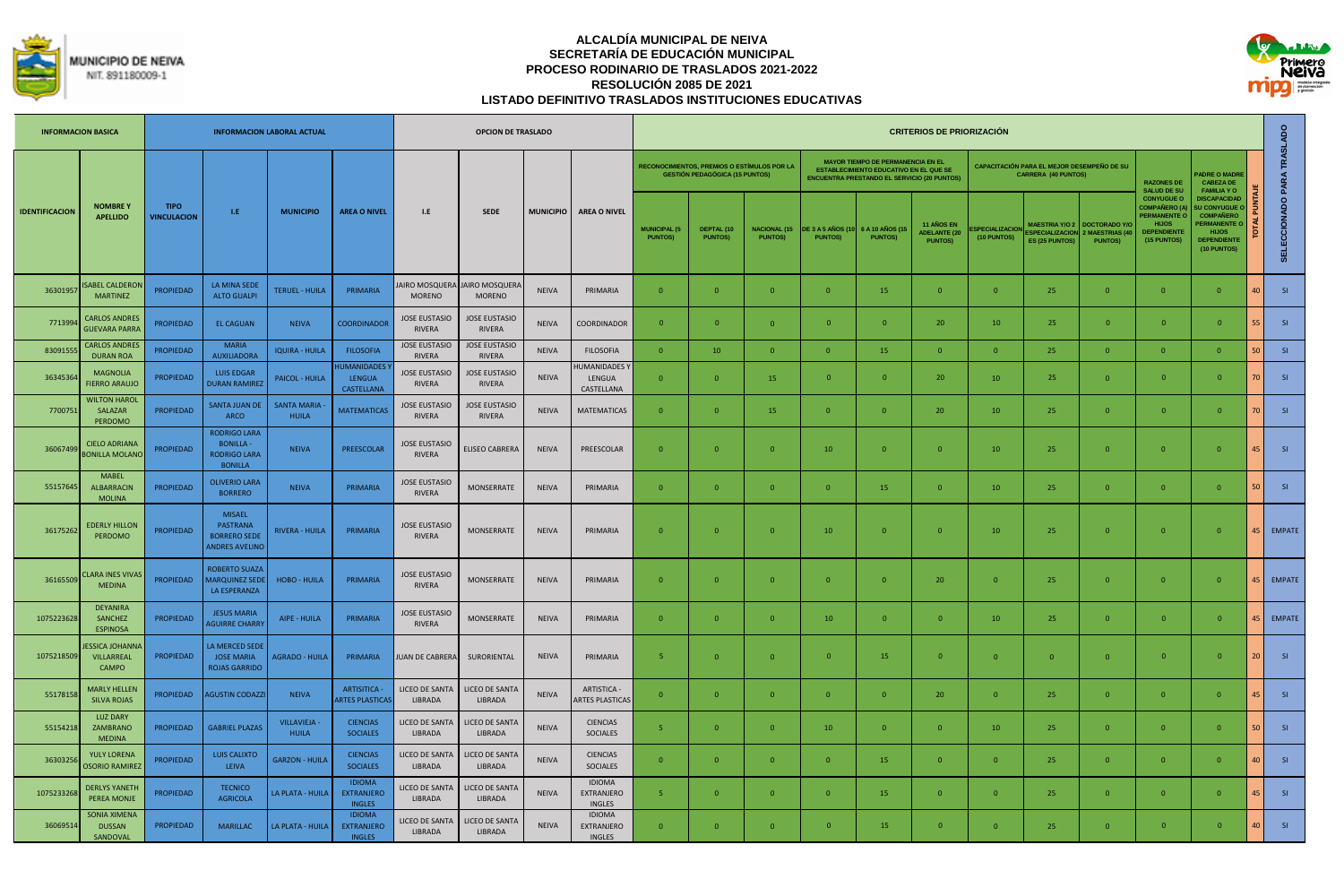# ALCALDÍA MUNICIPAL DE NEIVA
## SECRETARÍA DE EDUCACIÓN MUNICIPAL
## PROCESO RODINARIO DE TRASLADOS 2021-2022
## RESOLUCIÓN 2085 DE 2021
## LISTADO DEFINITIVO TRASLADOS INSTITUCIONES EDUCATIVAS

MUNICIPIO DE NEIVA
NIT. 891180009-1

| INFORMACION BASICA | | INFORMACION LABORAL ACTUAL | | | | OPCION DE TRASLADO | | | | CRITERIOS DE PRIORIZACIÓN | | | | | | | | | | | | SELECCIONADO PARA TRASLADO |
|---|---|---|---|---|---|---|---|---|---|---|---|---|---|---|---|---|---|---|---|---|---|---|
| | | | | | | | | | | RECONOCIMIENTOS, PREMIOS O ESTÍMULOS POR LA GESTIÓN PEDAGÓGICA (15 PUNTOS) | | | MAYOR TIEMPO DE PERMANENCIA EN EL ESTABLECIMIENTO EDUCATIVO EN EL QUE SE ENCUENTRA PRESTANDO EL SERVICIO (20 PUNTOS) | | | CAPACITACIÓN PARA EL MEJOR DESEMPEÑO DE SU CARRERA (40 PUNTOS) | | | RAZONES DE SALUD DE SU CONYUGUE O COMPAÑERO (A) PERMANENTE O HIJOS DEPENDIENTE (15 PUNTOS) | PADRE O MADRE CABEZA DE FAMILIA Y O DISCAPACIDAD SU CONYUGUE O COMPAÑERO PERMANENTE O HIJOS DEPENDIENTE (10 PUNTOS) | TOTAL PUNTAJE | |
| IDENTIFICACION | NOMBRE Y APELLIDO | TIPO VINCULACION | I.E | MUNICIPIO | AREA O NIVEL | I.E | SEDE | MUNICIPIO | AREA O NIVEL | MUNICIPAL (5 PUNTOS) | DEPTAL (10 PUNTOS) | NACIONAL (15 PUNTOS) | DE 3 A 5 AÑOS (10 PUNTOS) | 6 A 10 AÑOS (15 PUNTOS) | 11 AÑOS EN ADELANTE (20 PUNTOS) | ESPECIALIZACION (10 PUNTOS) | MAESTRIA Y/O 2 ESPECIALIZACIONES (25 PUNTOS) | DOCTORADO Y/O 2 MAESTRIAS (40 PUNTOS) | | | | |
| 36301957 | ISABEL CALDERON MARTINEZ | PROPIEDAD | LA MINA SEDE ALTO GUALPI | TERUEL - HUILA | PRIMARIA | JAIRO MOSQUERA MORENO | JAIRO MOSQUERA MORENO | NEIVA | PRIMARIA | 0 | 0 | 0 | 0 | 15 | 0 | 0 | 25 | 0 | 0 | 0 | 40 | SI |
| 7713994 | CARLOS ANDRES GUEVARA PARRA | PROPIEDAD | EL CAGUAN | NEIVA | COORDINADOR | JOSE EUSTASIO RIVERA | JOSE EUSTASIO RIVERA | NEIVA | COORDINADOR | 0 | 0 | 0 | 0 | 0 | 20 | 10 | 25 | 0 | 0 | 0 | 55 | SI |
| 83091555 | CARLOS ANDRES DURAN ROA | PROPIEDAD | MARIA AUXILIADORA | IQUIRA - HUILA | FILOSOFIA | JOSE EUSTASIO RIVERA | JOSE EUSTASIO RIVERA | NEIVA | FILOSOFIA | 0 | 10 | 0 | 0 | 15 | 0 | 0 | 25 | 0 | 0 | 0 | 50 | SI |
| 36345364 | MAGNOLIA FIERRO ARAUJO | PROPIEDAD | LUIS EDGAR DURAN RAMIREZ | PAICOL - HUILA | HUMANIDADES Y LENGUA CASTELLANA | JOSE EUSTASIO RIVERA | JOSE EUSTASIO RIVERA | NEIVA | HUMANIDADES Y LENGUA CASTELLANA | 0 | 0 | 15 | 0 | 0 | 20 | 10 | 25 | 0 | 0 | 0 | 70 | SI |
| 7700751 | WILTON HAROL SALAZAR PERDOMO | PROPIEDAD | SANTA JUAN DE ARCO | SANTA MARIA - HUILA | MATEMATICAS | JOSE EUSTASIO RIVERA | JOSE EUSTASIO RIVERA | NEIVA | MATEMATICAS | 0 | 0 | 15 | 0 | 0 | 20 | 10 | 25 | 0 | 0 | 0 | 70 | SI |
| 36067499 | CIELO ADRIANA BONILLA MOLANO | PROPIEDAD | RODRIGO LARA BONILLA - RODRIGO LARA BONILLA | NEIVA | PREESCOLAR | JOSE EUSTASIO RIVERA | ELISEO CABRERA | NEIVA | PREESCOLAR | 0 | 0 | 0 | 10 | 0 | 0 | 10 | 25 | 0 | 0 | 0 | 45 | SI |
| 55157645 | MABEL ALBARRACIN MOLINA | PROPIEDAD | OLIVERIO LARA BORRERO | NEIVA | PRIMARIA | JOSE EUSTASIO RIVERA | MONSERRATE | NEIVA | PRIMARIA | 0 | 0 | 0 | 0 | 15 | 0 | 10 | 25 | 0 | 0 | 0 | 50 | SI |
| 36175262 | EDERLY HILLON PERDOMO | PROPIEDAD | MISAEL PASTRANA BORRERO SEDE ANDRES AVELINO | RIVERA - HUILA | PRIMARIA | JOSE EUSTASIO RIVERA | MONSERRATE | NEIVA | PRIMARIA | 0 | 0 | 0 | 10 | 0 | 0 | 10 | 25 | 0 | 0 | 0 | 45 | EMPATE |
| 36165509 | CLARA INES VIVAS MEDINA | PROPIEDAD | ROBERTO SUAZA MARQUINEZ SEDE LA ESPERANZA | HOBO - HUILA | PRIMARIA | JOSE EUSTASIO RIVERA | MONSERRATE | NEIVA | PRIMARIA | 0 | 0 | 0 | 0 | 0 | 20 | 0 | 25 | 0 | 0 | 0 | 45 | EMPATE |
| 1075223628 | DEYANIRA SANCHEZ ESPINOSA | PROPIEDAD | JESUS MARIA AGUIRRE CHARRY | AIPE - HUILA | PRIMARIA | JOSE EUSTASIO RIVERA | MONSERRATE | NEIVA | PRIMARIA | 0 | 0 | 0 | 10 | 0 | 0 | 10 | 25 | 0 | 0 | 0 | 45 | EMPATE |
| 1075218509 | JESSICA JOHANNA VILLARREAL CAMPO | PROPIEDAD | LA MERCED SEDE JOSE MARIA ROJAS GARRIDO | AGRADO - HUILA | PRIMARIA | JUAN DE CABRERA | SURORIENTAL | NEIVA | PRIMARIA | 5 | 0 | 0 | 0 | 15 | 0 | 0 | 0 | 0 | 0 | 0 | 20 | SI |
| 55178158 | MARLY HELLEN SILVA ROJAS | PROPIEDAD | AGUSTIN CODAZZI | NEIVA | ARTISTICA - ARTES PLASTICAS | LICEO DE SANTA LIBRADA | LICEO DE SANTA LIBRADA | NEIVA | ARTISTICA - ARTES PLASTICAS | 0 | 0 | 0 | 0 | 0 | 20 | 0 | 25 | 0 | 0 | 0 | 45 | SI |
| 55154218 | LUZ DARY ZAMBRANO MEDINA | PROPIEDAD | GABRIEL PLAZAS | VILLAVIEJA - HUILA | CIENCIAS SOCIALES | LICEO DE SANTA LIBRADA | LICEO DE SANTA LIBRADA | NEIVA | CIENCIAS SOCIALES | 5 | 0 | 0 | 10 | 0 | 0 | 10 | 25 | 0 | 0 | 0 | 50 | SI |
| 36303256 | YULY LORENA OSORIO RAMIREZ | PROPIEDAD | LUIS CALIXTO LEIVA | GARZON - HUILA | CIENCIAS SOCIALES | LICEO DE SANTA LIBRADA | LICEO DE SANTA LIBRADA | NEIVA | CIENCIAS SOCIALES | 0 | 0 | 0 | 0 | 15 | 0 | 0 | 25 | 0 | 0 | 0 | 40 | SI |
| 1075233268 | DERLYS YANETH PEREA MONJE | PROPIEDAD | TECNICO AGRICOLA | LA PLATA - HUILA | IDIOMA EXTRANJERO INGLES | LICEO DE SANTA LIBRADA | LICEO DE SANTA LIBRADA | NEIVA | IDIOMA EXTRANJERO INGLES | 5 | 0 | 0 | 0 | 15 | 0 | 0 | 25 | 0 | 0 | 0 | 45 | SI |
| 36069514 | SONIA XIMENA DUSSAN SANDOVAL | PROPIEDAD | MARILLAC | LA PLATA - HUILA | IDIOMA EXTRANJERO INGLES | LICEO DE SANTA LIBRADA | LICEO DE SANTA LIBRADA | NEIVA | IDIOMA EXTRANJERO INGLES | 0 | 0 | 0 | 0 | 15 | 0 | 0 | 25 | 0 | 0 | 0 | 40 | SI |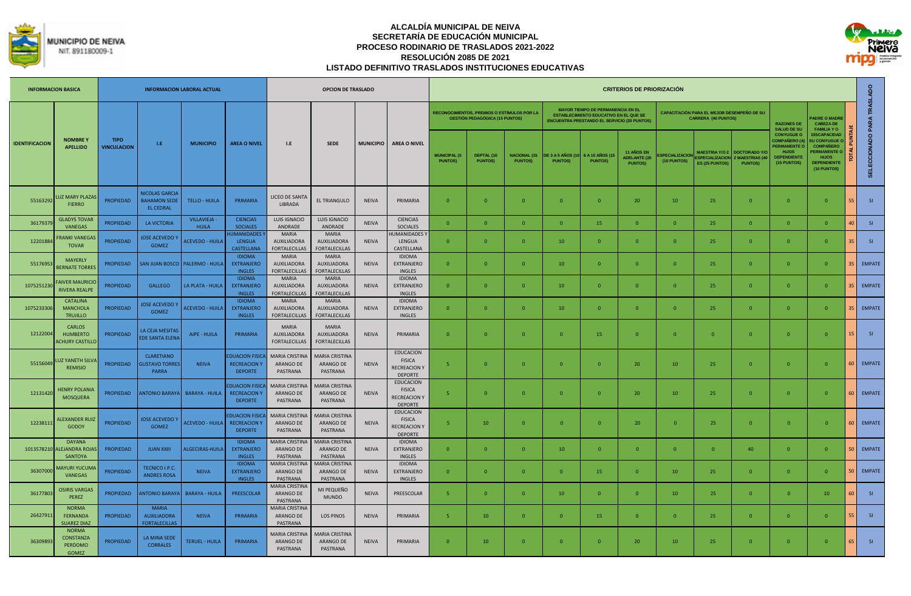# ALCALDÍA MUNICIPAL DE NEIVA
## SECRETARÍA DE EDUCACIÓN MUNICIPAL
## PROCESO RODINARIO DE TRASLADOS 2021-2022
## RESOLUCIÓN 2085 DE 2021
## LISTADO DEFINITIVO TRASLADOS INSTITUCIONES EDUCATIVAS

MUNICIPIO DE NEIVA
NIT. 891180009-1

| INFORMACION BASICA | | INFORMACION LABORAL ACTUAL | | | | OPCION DE TRASLADO | | | | CRITERIOS DE PRIORIZACIÓN | | | | | | | | | | | | SELECCIONADO PARA TRASLADO |
|---|---|---|---|---|---|---|---|---|---|---|---|---|---|---|---|---|---|---|---|---|---|---|
| | | | | | | | | | | RECONOCIMIENTOS, PREMIOS O ESTÍMULOS POR LA GESTIÓN PEDAGÓGICA (15 PUNTOS) | | | MAYOR TIEMPO DE PERMANENCIA EN EL ESTABLECIMIENTO EDUCATIVO EN EL QUE SE ENCUENTRA PRESTANDO EL SERVICIO (20 PUNTOS) | | | CAPACITACIÓN PARA EL MEJOR DESEMPEÑO DE SU CARRERA (40 PUNTOS) | | | RAZONES DE SALUD DE SU CONYUGUE O COMPAÑERO (A) PERMANENTE O HIJOS DEPENDIENTE (15 PUNTOS) | PADRE O MADRE CABEZA DE FAMILIA Y O DISCAPACIDAD SU CONYUGUE O COMPAÑERO PERMANENTE O HIJOS DEPENDIENTE (10 PUNTOS) | TOTAL PUNTAJE | |
| IDENTIFICACION | NOMBRE Y APELLIDO | TIPO VINCULACION | I.E | MUNICIPIO | AREA O NIVEL | I.E | SEDE | MUNICIPIO | AREA O NIVEL | MUNICIPAL (5 PUNTOS) | DEPTAL (10 PUNTOS) | NACIONAL (15 PUNTOS) | DE 3 A 5 AÑOS (10 PUNTOS) | 6 A 10 AÑOS (15 PUNTOS) | 11 AÑOS EN ADELANTE (20 PUNTOS) | ESPECIALIZACION (10 PUNTOS) | MAESTRIA Y/O 2 ESPECIALIZACIONES (25 PUNTOS) | DOCTORADO Y/O 2 MAESTRIAS (40 PUNTOS) | | | | |
| 55163292 | LUZ MARY PLAZAS FIERRO | PROPIEDAD | NICOLAS GARCIA BAHAMON SEDE EL CEDRAL | TELLO - HUILA | PRIMARIA | LICEO DE SANTA LIBRADA | EL TRIANGULO | NEIVA | PRIMARIA | 0 | 0 | 0 | 0 | 0 | 20 | 10 | 25 | 0 | 0 | 0 | 55 | SI |
| 36179379 | GLADYS TOVAR VANEGAS | PROPIEDAD | LA VICTORIA | VILLAVIEJA - HUILA | CIENCIAS SOCIALES | LUIS IGNACIO ANDRADE | LUIS IGNACIO ANDRADE | NEIVA | CIENCIAS SOCIALES | 0 | 0 | 0 | 0 | 15 | 0 | 0 | 25 | 0 | 0 | 0 | 40 | SI |
| 12201884 | FRANKI VANEGAS TOVAR | PROPIEDAD | JOSE ACEVEDO Y GOMEZ | ACEVEDO - HUILA | HUMANIDADES Y LENGUA CASTELLANA | MARIA AUXILIADORA FORTALECILLAS | MARIA AUXILIADORA FORTALECILLAS | NEIVA | HUMANIDADES Y LENGUA CASTELLANA | 0 | 0 | 0 | 10 | 0 | 0 | 0 | 25 | 0 | 0 | 0 | 35 | SI |
| 55176953 | MAYERLY BERNATE TORRES | PROPIEDAD | SAN JUAN BOSCO | PALERMO - HUILA | IDIOMA EXTRANJERO INGLES | MARIA AUXILIADORA FORTALECILLAS | MARIA AUXILIADORA FORTALECILLAS | NEIVA | IDIOMA EXTRANJERO INGLES | 0 | 0 | 0 | 10 | 0 | 0 | 0 | 25 | 0 | 0 | 0 | 35 | EMPATE |
| 1075251230 | FAIVER MAURICIO RIVERA REALPE | PROPIEDAD | GALLEGO | LA PLATA - HUILA | IDIOMA EXTRANJERO INGLES | MARIA AUXILIADORA FORTALECILLAS | MARIA AUXILIADORA FORTALECILLAS | NEIVA | IDIOMA EXTRANJERO INGLES | 0 | 0 | 0 | 10 | 0 | 0 | 0 | 25 | 0 | 0 | 0 | 35 | EMPATE |
| 1075233306 | CATALINA MANCHOLA TRUJILLO | PROPIEDAD | JOSE ACEVEDO Y GOMEZ | ACEVEDO - HUILA | IDIOMA EXTRANJERO INGLES | MARIA AUXILIADORA FORTALECILLAS | MARIA AUXILIADORA FORTALECILLAS | NEIVA | IDIOMA EXTRANJERO INGLES | 0 | 0 | 0 | 10 | 0 | 0 | 0 | 25 | 0 | 0 | 0 | 35 | EMPATE |
| 12122004 | CARLOS HUMBERTO ACHURY CASTILLO | PROPIEDAD | LA CEJA MESITAS EDE SANTA ELENA | AIPE - HUILA | PRIMARIA | MARIA AUXILIADORA FORTALECILLAS | MARIA AUXILIADORA FORTALECILLAS | NEIVA | PRIMARIA | 0 | 0 | 0 | 0 | 15 | 0 | 0 | 0 | 0 | 0 | 0 | 15 | SI |
| 55156049 | LUZ YANETH SILVA REMISIO | PROPIEDAD | CLARETIANO GUSTAVO TORRES PARRA | NEIVA | EDUACION FISICA RECREACION Y DEPORTE | MARIA CRISTINA ARANGO DE PASTRANA | MARIA CRISTINA ARANGO DE PASTRANA | NEIVA | EDUCACION FISICA RECREACION Y DEPORTE | 5 | 0 | 0 | 0 | 0 | 20 | 10 | 25 | 0 | 0 | 0 | 60 | EMPATE |
| 12131420 | HENRY POLANIA MOSQUERA | PROPIEDAD | ANTONIO BARAYA | BARAYA - HUILA | EDUACION FISICA RECREACION Y DEPORTE | MARIA CRISTINA ARANGO DE PASTRANA | MARIA CRISTINA ARANGO DE PASTRANA | NEIVA | EDUCACION FISICA RECREACION Y DEPORTE | 5 | 0 | 0 | 0 | 0 | 20 | 10 | 25 | 0 | 0 | 0 | 60 | EMPATE |
| 12238111 | ALEXANDER RUIZ GODOY | PROPIEDAD | JOSE ACEVEDO Y GOMEZ | ACEVEDO - HUILA | EDUACION FISICA RECREACION Y DEPORTE | MARIA CRISTINA ARANGO DE PASTRANA | MARIA CRISTINA ARANGO DE PASTRANA | NEIVA | EDUCACION FISICA RECREACION Y DEPORTE | 5 | 10 | 0 | 0 | 0 | 20 | 0 | 25 | 0 | 0 | 0 | 60 | EMPATE |
| 1013578210 | DAYANA ALEJANDRA ROJAS SANTOYA | PROPIEDAD | JUAN XXIII | ALGECIRAS-HUILA | IDIOMA EXTRANJERO INGLES | MARIA CRISTINA ARANGO DE PASTRANA | MARIA CRISTINA ARANGO DE PASTRANA | NEIVA | IDIOMA EXTRANJERO INGLES | 0 | 0 | 0 | 10 | 0 | 0 | 0 | 0 | 40 | 0 | 0 | 50 | EMPATE |
| 36307000 | MAYURI YUCUMA VANEGAS | PROPIEDAD | TECNICO I.P.C. ANDRES ROSA | NEIVA | IDIOMA EXTRANJERO INGLES | MARIA CRISTINA ARANGO DE PASTRANA | MARIA CRISTINA ARANGO DE PASTRANA | NEIVA | IDIOMA EXTRANJERO INGLES | 0 | 0 | 0 | 0 | 15 | 0 | 10 | 25 | 0 | 0 | 0 | 50 | EMPATE |
| 36177803 | OSIRIS VARGAS PEREZ | PROPIEDAD | ANTONIO BARAYA | BARAYA - HUILA | PREESCOLAR | MARIA CRISTINA ARANGO DE PASTRANA | MI PEQUEÑO MUNDO | NEIVA | PREESCOLAR | 5 | 0 | 0 | 10 | 0 | 0 | 10 | 25 | 0 | 0 | 10 | 60 | SI |
| 26427911 | NORMA FERNANDA SUAREZ DIAZ | PROPIEDAD | MARIA AUXILIADORA FORTALECILLAS | NEIVA | PRIMARIA | MARIA CRISTINA ARANGO DE PASTRANA | LOS PINOS | NEIVA | PRIMARIA | 5 | 10 | 0 | 0 | 15 | 0 | 0 | 25 | 0 | 0 | 0 | 55 | SI |
| 36309893 | NORMA CONSTANZA PERDOMO GOMEZ | PROPIEDAD | LA MINA SEDE CORRALES | TERUEL - HUILA | PRIMARIA | MARIA CRISTINA ARANGO DE PASTRANA | MARIA CRISTINA ARANGO DE PASTRANA | NEIVA | PRIMARIA | 0 | 10 | 0 | 0 | 0 | 20 | 10 | 25 | 0 | 0 | 0 | 65 | SI |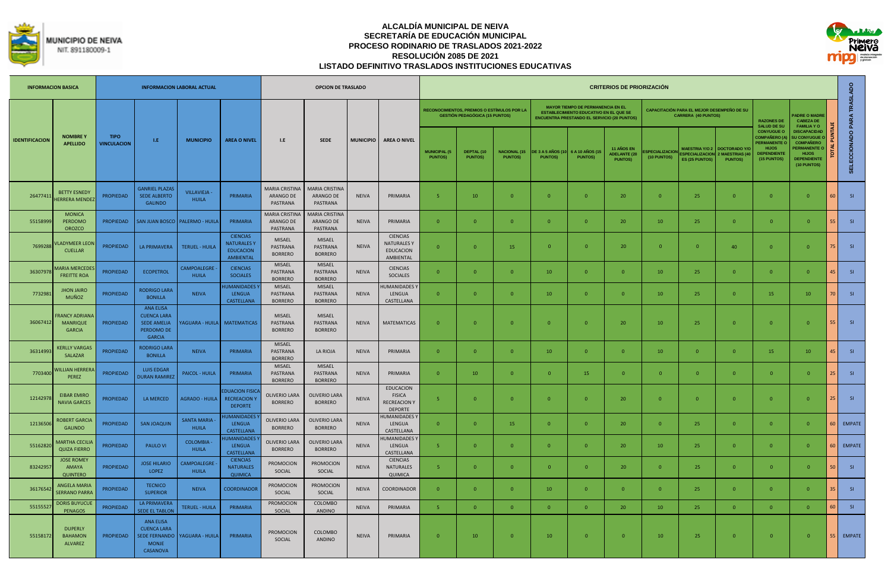# ALCALDÍA MUNICIPAL DE NEIVA
# SECRETARÍA DE EDUCACIÓN MUNICIPAL
# PROCESO RODINARIO DE TRASLADOS 2021-2022
# RESOLUCIÓN 2085 DE 2021
# LISTADO DEFINITIVO TRASLADOS INSTITUCIONES EDUCATIVAS

MUNICIPIO DE NEIVA
NIT. 891180009-1

| INFORMACION BASICA | | INFORMACION LABORAL ACTUAL | | | | OPCION DE TRASLADO | | | | CRITERIOS DE PRIORIZACIÓN | | | | | | | | | | | | | |
|---|---|---|---|---|---|---|---|---|---|---|---|---|---|---|---|---|---|---|---|---|---|---|---|
| | | | | | | | | | | RECONOCIMIENTOS, PREMIOS O ESTÍMULOS POR LA GESTIÓN PEDAGÓGICA (15 PUNTOS) | | | MAYOR TIEMPO DE PERMANENCIA EN EL ESTABLECIMIENTO EDUCATIVO EN EL QUE SE ENCUENTRA PRESTANDO EL SERVICIO (20 PUNTOS) | | | CAPACITACIÓN PARA EL MEJOR DESEMPEÑO DE SU CARRERA (40 PUNTOS) | | | | | | | |
| IDENTIFICACION | NOMBRE Y APELLIDO | TIPO VINCULACION | I.E | MUNICIPIO | AREA O NIVEL | I.E | SEDE | MUNICIPIO | AREA O NIVEL | MUNICIPAL (5 PUNTOS) | DEPTAL (10 PUNTOS) | NACIONAL (15 PUNTOS) | DE 3 A 5 AÑOS (10 PUNTOS) | 6 A 10 AÑOS (15 PUNTOS) | 11 AÑOS EN ADELANTE (20 PUNTOS) | ESPECIALIZACION (10 PUNTOS) | MAESTRIA Y/O 2 ESPECIALIZACIONES (25 PUNTOS) | DOCTORADO Y/O 2 MAESTRIAS (40 PUNTOS) | RAZONES DE SALUD DE SU CONYUGUE O COMPAÑERO (A) PERMANENTE O HIJOS DEPENDIENTE (15 PUNTOS) | PADRE O MADRE CABEZA DE FAMILIA Y O DISCAPACIDAD SU CONYUGUE O COMPAÑERO PERMANENTE O HIJOS DEPENDIENTE (10 PUNTOS) | TOTAL PUNTAJE | SELECCIONADO PARA TRASLADO |
| 26477411 | BETTY ESNEDY HERRERA MENDEZ | PROPIEDAD | GANRIEL PLAZAS SEDE ALBERTO GALINDO | VILLAVIEJA - HUILA | PRIMARIA | MARIA CRISTINA ARANGO DE PASTRANA | MARIA CRISTINA ARANGO DE PASTRANA | NEIVA | PRIMARIA | 5 | 10 | 0 | 0 | 0 | 20 | 0 | 25 | 0 | 0 | 0 | 60 | SI |
| 55158999 | MONICA PERDOMO OROZCO | PROPIEDAD | SAN JUAN BOSCO | PALERMO - HUILA | PRIMARIA | MARIA CRISTINA ARANGO DE PASTRANA | MARIA CRISTINA ARANGO DE PASTRANA | NEIVA | PRIMARIA | 0 | 0 | 0 | 0 | 0 | 20 | 10 | 25 | 0 | 0 | 0 | 55 | SI |
| 7699288 | VLADYMEER LEON CUELLAR | PROPIEDAD | LA PRIMAVERA | TERUEL - HUILA | CIENCIAS NATURALES Y EDUCACION AMBIENTAL | MISAEL PASTRANA BORRERO | MISAEL PASTRANA BORRERO | NEIVA | CIENCIAS NATURALES Y EDUCACION AMBIENTAL | 0 | 0 | 15 | 0 | 0 | 20 | 0 | 0 | 40 | 0 | 0 | 75 | SI |
| 36307978 | MARIA MERCEDES FREITTE ROA | PROPIEDAD | ECOPETROL | CAMPOALEGRE - HUILA | CIENCIAS SOCIALES | MISAEL PASTRANA BORRERO | MISAEL PASTRANA BORRERO | NEIVA | CIENCIAS SOCIALES | 0 | 0 | 0 | 10 | 0 | 0 | 10 | 25 | 0 | 0 | 0 | 45 | SI |
| 7732981 | JHON JAIRO MUÑOZ | PROPIEDAD | RODRIGO LARA BONILLA | NEIVA | HUMANIDADES Y LENGUA CASTELLANA | MISAEL PASTRANA BORRERO | MISAEL PASTRANA BORRERO | NEIVA | HUMANIDADES Y LENGUA CASTELLANA | 0 | 0 | 0 | 10 | 0 | 0 | 10 | 25 | 0 | 15 | 10 | 70 | SI |
| 36067412 | FRANCY ADRIANA MANRIQUE GARCIA | PROPIEDAD | ANA ELISA CUENCA LARA SEDE AMELIA PERDOMO DE GARCIA | YAGUARA - HUILA | MATEMATICAS | MISAEL PASTRANA BORRERO | MISAEL PASTRANA BORRERO | NEIVA | MATEMATICAS | 0 | 0 | 0 | 0 | 0 | 20 | 10 | 25 | 0 | 0 | 0 | 55 | SI |
| 36314993 | KERLLY VARGAS SALAZAR | PROPIEDAD | RODRIGO LARA BONILLA | NEIVA | PRIMARIA | MISAEL PASTRANA BORRERO | LA RIOJA | NEIVA | PRIMARIA | 0 | 0 | 0 | 10 | 0 | 0 | 10 | 0 | 0 | 15 | 10 | 45 | SI |
| 7703400 | WILLIAN HERRERA PEREZ | PROPIEDAD | LUIS EDGAR DURAN RAMIREZ | PAICOL - HUILA | PRIMARIA | MISAEL PASTRANA BORRERO | MISAEL PASTRANA BORRERO | NEIVA | PRIMARIA | 0 | 10 | 0 | 0 | 15 | 0 | 0 | 0 | 0 | 0 | 0 | 25 | SI |
| 12142978 | EIBAR EMIRO NAVIA GARCES | PROPIEDAD | LA MERCED | AGRADO - HUILA | EDUCACION FISICA RECREACION Y DEPORTE | OLIVERIO LARA BORRERO | OLIVERIO LARA BORRERO | NEIVA | EDUCACION FISICA RECREACION Y DEPORTE | 5 | 0 | 0 | 0 | 0 | 20 | 0 | 0 | 0 | 0 | 0 | 25 | SI |
| 12136506 | ROBERT GARCIA GALINDO | PROPIEDAD | SAN JOAQUIN | SANTA MARIA - HUILA | HUMANIDADES Y LENGUA CASTELLANA | OLIVERIO LARA BORRERO | OLIVERIO LARA BORRERO | NEIVA | HUMANIDADES Y LENGUA CASTELLANA | 0 | 0 | 15 | 0 | 0 | 20 | 0 | 25 | 0 | 0 | 0 | 60 | EMPATE |
| 55162820 | MARTHA CECILIA QUIZA FIERRO | PROPIEDAD | PAULO VI | COLOMBIA - HUILA | HUMANIDADES Y LENGUA CASTELLANA | OLIVERIO LARA BORRERO | OLIVERIO LARA BORRERO | NEIVA | HUMANIDADES Y LENGUA CASTELLANA | 5 | 0 | 0 | 0 | 0 | 20 | 10 | 25 | 0 | 0 | 0 | 60 | EMPATE |
| 83242957 | JOSE ROMEY AMAYA QUINTERO | PROPIEDAD | JOSE HILARIO LOPEZ | CAMPOALEGRE - HUILA | CIENCIAS NATURALES QUIMICA | PROMOCION SOCIAL | PROMOCION SOCIAL | NEIVA | CIENCIAS NATURALES QUIMICA | 5 | 0 | 0 | 0 | 0 | 20 | 0 | 25 | 0 | 0 | 0 | 50 | SI |
| 36176542 | ANGELA MARIA SERRANO PARRA | PROPIEDAD | TECNICO SUPERIOR | NEIVA | COORDINADOR | PROMOCION SOCIAL | PROMOCION SOCIAL | NEIVA | COORDINADOR | 0 | 0 | 0 | 10 | 0 | 0 | 0 | 25 | 0 | 0 | 0 | 35 | SI |
| 55155527 | DORIS BUYUCUE PENAGOS | PROPIEDAD | LA PRIMAVERA SEDE EL TABLON | TERUEL - HUILA | PRIMARIA | PROMOCION SOCIAL | COLOMBO ANDINO | NEIVA | PRIMARIA | 5 | 0 | 0 | 0 | 0 | 20 | 10 | 25 | 0 | 0 | 0 | 60 | SI |
| 55158172 | DUPERLY BAHAMON ALVAREZ | PROPIEDAD | ANA ELISA CUENCA LARA SEDE FERNANDO MONJE CASANOVA | YAGUARA - HUILA | PRIMARIA | PROMOCION SOCIAL | COLOMBO ANDINO | NEIVA | PRIMARIA | 0 | 10 | 0 | 10 | 0 | 0 | 10 | 25 | 0 | 0 | 0 | 55 | EMPATE |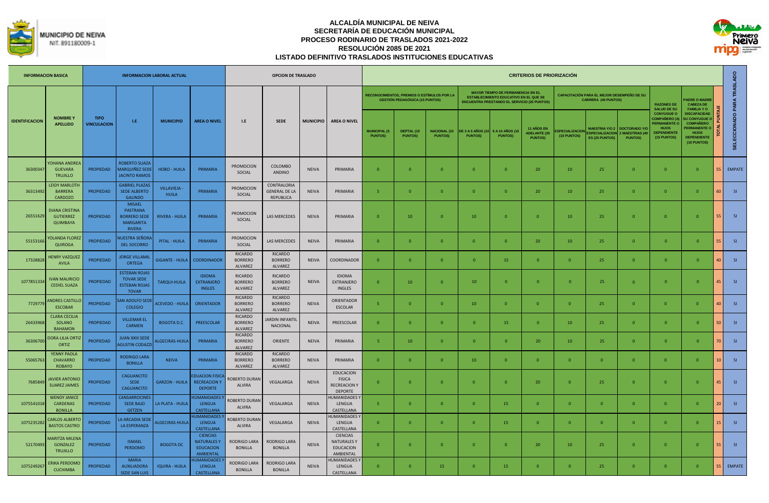# ALCALDÍA MUNICIPAL DE NEIVA
## SECRETARÍA DE EDUCACIÓN MUNICIPAL
## PROCESO RODINARIO DE TRASLADOS 2021-2022
## RESOLUCIÓN 2085 DE 2021
## LISTADO DEFINITIVO TRASLADOS INSTITUCIONES EDUCATIVAS

MUNICIPIO DE NEIVA
NIT. 891180009-1

| INFORMACION BASICA | | INFORMACION LABORAL ACTUAL | | | | OPCION DE TRASLADO | | | | CRITERIOS DE PRIORIZACIÓN | | | | | | | | | | | | |
|---|---|---|---|---|---|---|---|---|---|---|---|---|---|---|---|---|---|---|---|---|---|---|
| | | | | | | | | | | RECONOCIMIENTOS, PREMIOS O ESTÍMULOS POR LA GESTIÓN PEDAGÓGICA (15 PUNTOS) | | | MAYOR TIEMPO DE PERMANENCIA EN EL ESTABLECIMIENTO EDUCATIVO EN EL QUE SE ENCUENTRA PRESTANDO EL SERVICIO (20 PUNTOS) | | | CAPACITACIÓN PARA EL MEJOR DESEMPEÑO DE SU CARRERA (40 PUNTOS) | | | | | | |
| IDENTIFICACION | NOMBRE Y APELLIDO | TIPO VINCULACION | I.E | MUNICIPIO | AREA O NIVEL | I.E | SEDE | MUNICIPIO | AREA O NIVEL | MUNICIPAL (5 PUNTOS) | DEPTAL (10 PUNTOS) | NACIONAL (15 PUNTOS) | DE 3 A 5 AÑOS (10 PUNTOS) | 6 A 10 AÑOS (15 PUNTOS) | 11 AÑOS EN ADELANTE (20 PUNTOS) | ESPECIALIZACION (10 PUNTOS) | MAESTRIA Y/O 2 ESPECIALIZACIONES (25 PUNTOS) | DOCTORADO Y/O 2 MAESTRIAS (40 PUNTOS) | RAZONES DE SALUD DE SU CONYUGUE O COMPAÑERO (A) PERMANENTE O HIJOS DEPENDIENTE (15 PUNTOS) | PADRE O MADRE CABEZA DE FAMILIA Y O DISCAPACIDAD SU CONYUGUE O COMPAÑERO PERMANENTE O HIJOS DEPENDIENTE (10 PUNTOS) | TOTAL PUNTAJE | SELECCIONADO PARA TRASLADO |
| 36300347 | YOHANA ANDREA GUEVARA TRUJILLO | PROPIEDAD | ROBERTO SUAZA MARQUIÑEZ SEDE JACINTO RAMOS | HOBO - HUILA | PRIMARIA | PROMOCION SOCIAL | COLOMBO ANDINO | NEIVA | PRIMARIA | 0 | 0 | 0 | 0 | 0 | 20 | 10 | 25 | 0 | 0 | 0 | 55 | EMPATE |
| 36313492 | LEIDY MARLOTH BARRERA CARDOZO | PROPIEDAD | GABRIEL PLAZAS SEDE ALBERTO GALINDO | VILLAVIEJA - HUILA | PRIMARIA | PROMOCION SOCIAL | CONTRALORIA GENERAL DE LA REPUBLICA | NEIVA | PRIMARIA | 5 | 0 | 0 | 0 | 0 | 20 | 10 | 25 | 0 | 0 | 0 | 60 | SI |
| 26551629 | DIANA CRISTINA GUTIERREZ QUIMBAYA | PROPIEDAD | MISAEL PASTRANA BORRERO SEDE MARGARITA RIVERA | RIVERA - HUILA | PRIMARIA | PROMOCION SOCIAL | LAS MERCEDES | NEIVA | PRIMARIA | 0 | 10 | 0 | 10 | 0 | 0 | 10 | 25 | 0 | 0 | 0 | 55 | SI |
| 55153166 | YOLANDA FLOREZ QUIROGA | PROPIEDAD | NUESTRA SEÑORA DEL SOCORRO | PITAL - HUILA | PRIMARIA | PROMOCION SOCIAL | LAS MERCEDES | NEIVA | PRIMARIA | 0 | 0 | 0 | 0 | 0 | 20 | 10 | 25 | 0 | 0 | 0 | 55 | SI |
| 17328828 | HENRY VAZQUEZ AVILA | PROPIEDAD | JORGE VILLAMIL ORTEGA | GIGANTE - HUILA | COORDINADOR | RICARDO BORRERO ALVAREZ | RICARDO BORRERO ALVAREZ | NEIVA | COORDINADOR | 0 | 0 | 0 | 0 | 15 | 0 | 0 | 25 | 0 | 0 | 0 | 40 | SI |
| 1077851334 | IVAN MAURICIO CEDIEL SUAZA | PROPIEDAD | ESTEBAN ROJAS TOVAR SEDE ESTEBAN ROJAS TOVAR | TARQUI-HUILA | IDIOMA EXTRANJERO INGLES | RICARDO BORRERO ALVAREZ | RICARDO BORRERO ALVAREZ | NEIVA | IDIOMA EXTRANJERO INGLES | 0 | 10 | 0 | 10 | 0 | 0 | 0 | 25 | 0 | 0 | 0 | 45 | SI |
| 7729779 | ANDRES CASTILLO ESCOBAR | PROPIEDAD | SAN ADOLFO SEDE COLEGIO | ACEVEDO - HUILA | ORIENTADOR | RICARDO BORRERO ALVAREZ | RICARDO BORRERO ALVAREZ | NEIVA | ORIENTADOR ESCOLAR | 5 | 0 | 0 | 10 | 0 | 0 | 0 | 25 | 0 | 0 | 0 | 40 | SI |
| 26433968 | CLARA CECILIA SOLANO BAHAMON | PROPIEDAD | VILLEMAR EL CARMEN | BOGOTA D.C. | PREESCOLAR | RICARDO BORRERO ALVAREZ | JARDIN INFANTIL NACIONAL | NEIVA | PREESCOLAR | 0 | 0 | 0 | 0 | 15 | 0 | 10 | 25 | 0 | 0 | 0 | 50 | SI |
| 36306700 | DORA LILIA ORTIZ ORTIZ | PROPIEDAD | JUAN XXIII SEDE AGUSTIN CODAZZI | ALGECIRAS-HUILA | PRIMARIA | RICARDO BORRERO ALVAREZ | ORIENTE | NEIVA | PRIMARIA | 5 | 10 | 0 | 0 | 0 | 20 | 10 | 25 | 0 | 0 | 0 | 70 | SI |
| 55065763 | YENNY PAOLA CHAVARRO ROBAYO | PROPIEDAD | RODRIGO LARA BONILLA | NEIVA | PRIMARIA | RICARDO BORRERO ALVAREZ | RICARDO BORRERO ALVAREZ | NEIVA | PRIMARIA | 0 | 0 | 0 | 10 | 0 | 0 | 0 | 0 | 0 | 0 | 0 | 10 | SI |
| 7685849 | JAVIER ANTONIO SUAREZ JAIMES | PROPIEDAD | CAGUANCITO SEDE CAGUANCITO | GARZON - HUILA | EDUACION FISICA RECREACION Y DEPORTE | ROBERTO DURAN ALVIRA | VEGALARGA | NEIVA | EDUCACION FISICA RECREACION Y DEPORTE | 0 | 0 | 0 | 0 | 0 | 20 | 0 | 25 | 0 | 0 | 0 | 45 | SI |
| 1075541018 | WENDY JANICE CARDENAS BONILLA | PROPIEDAD | CANSARROCINES SEDE BAJO GETZEN | LA PLATA - HUILA | HUMANIDADES Y LENGUA CASTELLANA | ROBERTO DURAN ALVIRA | VEGALARGA | NEIVA | HUMANIDADES Y LENGUA CASTELLANA | 5 | 0 | 0 | 0 | 15 | 0 | 0 | 0 | 0 | 0 | 0 | 20 | SI |
| 1075235282 | CARLOS ALBERTO BASTOS CASTRO | PROPIEDAD | LA ARCADIA SEDE LA ESPERANZA | ALGECIRAS-HUILA | HUMANIDADES Y LENGUA CASTELLANA | ROBERTO DURAN ALVIRA | VEGALARGA | NEIVA | HUMANIDADES Y LENGUA CASTELLANA | 0 | 0 | 0 | 0 | 15 | 0 | 0 | 0 | 0 | 0 | 0 | 15 | SI |
| 52170493 | MARITZA MILENA GONZALEZ TRUJILLO | PROPIEDAD | ISMAEL PERDOMO | BOGOTA DC | CIENCIAS NATURALES Y EDUCACION AMBIENTAL | RODRIGO LARA BONILLA | RODRIGO LARA BONILLA | NEIVA | CIENCIAS NATURALES Y EDUCACION AMBIENTAL | 0 | 0 | 0 | 0 | 0 | 20 | 10 | 25 | 0 | 0 | 0 | 55 | SI |
| 1075249267 | ERIKA PERDOMO CUCHIMBA | PROPIEDAD | MARIA AUXILIADORA SEDE SAN LUIS | IQUIRA - HUILA | HUMANIDADES Y LENGUA CASTELLANA | RODRIGO LARA BONILLA | RODRIGO LARA BONILLA | NEIVA | HUMANIDADES Y LENGUA CASTELLANA | 0 | 0 | 15 | 0 | 15 | 0 | 0 | 25 | 0 | 0 | 0 | 55 | EMPATE |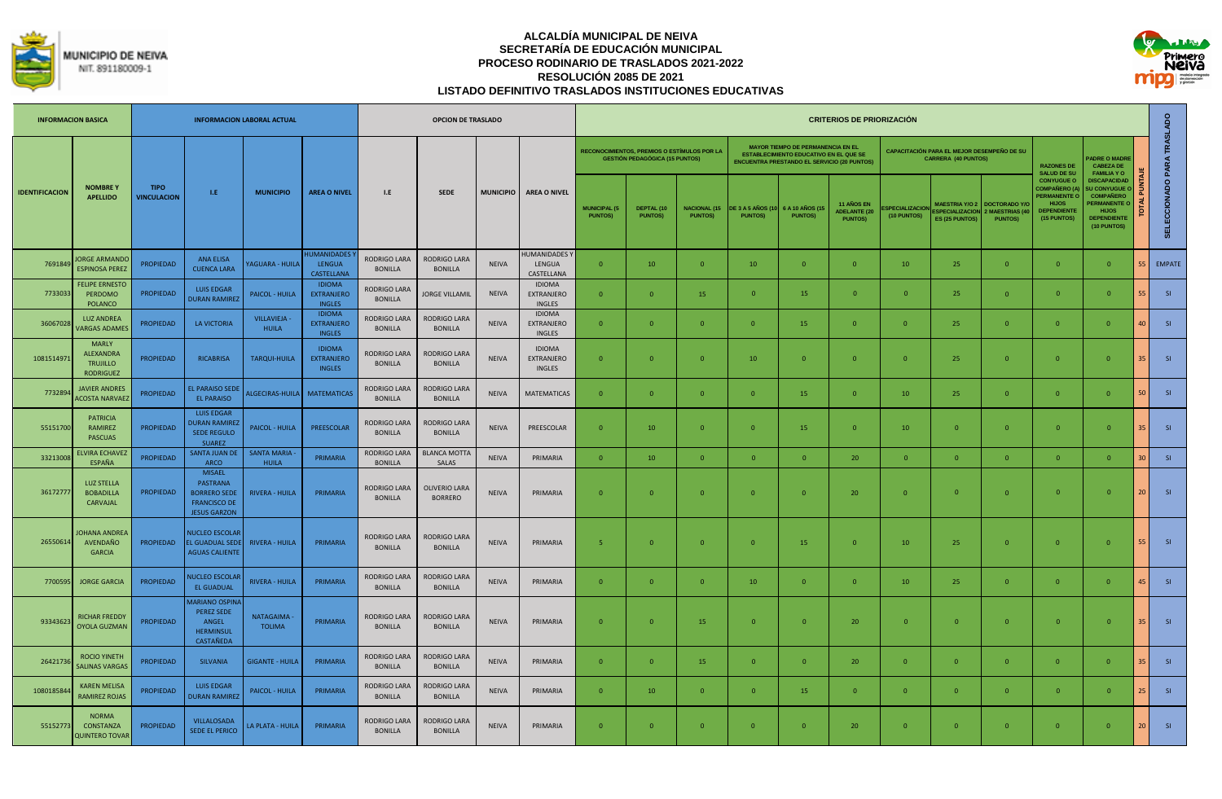# ALCALDÍA MUNICIPAL DE NEIVA
## SECRETARÍA DE EDUCACIÓN MUNICIPAL
## PROCESO RODINARIO DE TRASLADOS 2021-2022
## RESOLUCIÓN 2085 DE 2021
## LISTADO DEFINITIVO TRASLADOS INSTITUCIONES EDUCATIVAS

| INFORMACION BASICA | | INFORMACION LABORAL ACTUAL | | | | OPCION DE TRASLADO | | | | CRITERIOS DE PRIORIZACIÓN | | | | | | | | | | | | |
|---|---|---|---|---|---|---|---|---|---|---|---|---|---|---|---|---|---|---|---|---|---|---|
| | | | | | | | | | | RECONOCIMIENTOS, PREMIOS O ESTÍMULOS POR LA GESTIÓN PEDAGÓGICA (15 PUNTOS) | | | MAYOR TIEMPO DE PERMANENCIA EN EL ESTABLECIMIENTO EDUCATIVO EN EL QUE SE ENCUENTRA PRESTANDO EL SERVICIO (20 PUNTOS) | | | CAPACITACIÓN PARA EL MEJOR DESEMPEÑO DE SU CARRERA (40 PUNTOS) | | | | | | |
| IDENTIFICACION | NOMBRE Y APELLIDO | TIPO VINCULACION | I.E | MUNICIPIO | AREA O NIVEL | I.E | SEDE | MUNICIPIO | AREA O NIVEL | MUNICIPAL (5 PUNTOS) | DEPTAL (10 PUNTOS) | NACIONAL (15 PUNTOS) | DE 3 A 5 AÑOS (10 PUNTOS) | 6 A 10 AÑOS (15 PUNTOS) | 11 AÑOS EN ADELANTE (20 PUNTOS) | ESPECIALIZACION (10 PUNTOS) | MAESTRIA Y/O 2 ESPECIALIZACIONES (25 PUNTOS) | DOCTORADO Y/O 2 MAESTRIAS (40 PUNTOS) | RAZONES DE SALUD DE SU CONYUGUE O COMPAÑERO (A) PERMANENTE O HIJOS DEPENDIENTE (15 PUNTOS) | PADRE O MADRE CABEZA DE FAMILIA Y O DISCAPACIDAD SU CONYUGUE O COMPAÑERO PERMANENTE O HIJOS DEPENDIENTE (10 PUNTOS) | TOTAL PUNTAJE | SELECCIONADO PARA TRASLADO |
| 7691849 | JORGE ARMANDO ESPINOSA PEREZ | PROPIEDAD | ANA ELISA CUENCA LARA | YAGUARA - HUILA | HUMANIDADES Y LENGUA CASTELLANA | RODRIGO LARA BONILLA | RODRIGO LARA BONILLA | NEIVA | HUMANIDADES Y LENGUA CASTELLANA | 0 | 10 | 0 | 10 | 0 | 0 | 10 | 25 | 0 | 0 | 0 | 55 | EMPATE |
| 7733033 | FELIPE ERNESTO PERDOMO POLANCO | PROPIEDAD | LUIS EDGAR DURAN RAMIREZ | PAICOL - HUILA | IDIOMA EXTRANJERO INGLES | RODRIGO LARA BONILLA | JORGE VILLAMIL | NEIVA | IDIOMA EXTRANJERO INGLES | 0 | 0 | 15 | 0 | 15 | 0 | 0 | 25 | 0 | 0 | 0 | 55 | SI |
| 36067028 | LUZ ANDREA VARGAS ADAMES | PROPIEDAD | LA VICTORIA | VILLAVIEJA - HUILA | IDIOMA EXTRANJERO INGLES | RODRIGO LARA BONILLA | RODRIGO LARA BONILLA | NEIVA | IDIOMA EXTRANJERO INGLES | 0 | 0 | 0 | 0 | 15 | 0 | 0 | 25 | 0 | 0 | 0 | 40 | SI |
| 1081514971 | MARLY ALEXANDRA TRUJILLO RODRIGUEZ | PROPIEDAD | RICABRISA | TARQUI-HUILA | IDIOMA EXTRANJERO INGLES | RODRIGO LARA BONILLA | RODRIGO LARA BONILLA | NEIVA | IDIOMA EXTRANJERO INGLES | 0 | 0 | 0 | 10 | 0 | 0 | 0 | 25 | 0 | 0 | 0 | 35 | SI |
| 7732894 | JAVIER ANDRES ACOSTA NARVAEZ | PROPIEDAD | EL PARAISO SEDE EL PARAISO | ALGECIRAS-HUILA | MATEMATICAS | RODRIGO LARA BONILLA | RODRIGO LARA BONILLA | NEIVA | MATEMATICAS | 0 | 0 | 0 | 0 | 15 | 0 | 10 | 25 | 0 | 0 | 0 | 50 | SI |
| 55151700 | PATRICIA RAMIREZ PASCUAS | PROPIEDAD | LUIS EDGAR DURAN RAMIREZ SEDE REGULO SUAREZ | PAICOL - HUILA | PREESCOLAR | RODRIGO LARA BONILLA | RODRIGO LARA BONILLA | NEIVA | PREESCOLAR | 0 | 10 | 0 | 0 | 15 | 0 | 10 | 0 | 0 | 0 | 0 | 35 | SI |
| 33213008 | ELVIRA ECHAVEZ ESPAÑA | PROPIEDAD | SANTA JUAN DE ARCO | SANTA MARIA - HUILA | PRIMARIA | RODRIGO LARA BONILLA | BLANCA MOTTA SALAS | NEIVA | PRIMARIA | 0 | 10 | 0 | 0 | 0 | 20 | 0 | 0 | 0 | 0 | 0 | 30 | SI |
| 36172777 | LUZ STELLA BOBADILLA CARVAJAL | PROPIEDAD | MISAEL PASTRANA BORRERO SEDE FRANCISCO DE JESUS GARZON | RIVERA - HUILA | PRIMARIA | RODRIGO LARA BONILLA | OLIVERIO LARA BORRERO | NEIVA | PRIMARIA | 0 | 0 | 0 | 0 | 0 | 20 | 0 | 0 | 0 | 0 | 0 | 20 | SI |
| 26550614 | JOHANA ANDREA AVENDAÑO GARCIA | PROPIEDAD | NUCLEO ESCOLAR EL GUADUAL SEDE AGUAS CALIENTE | RIVERA - HUILA | PRIMARIA | RODRIGO LARA BONILLA | RODRIGO LARA BONILLA | NEIVA | PRIMARIA | 5 | 0 | 0 | 0 | 15 | 0 | 10 | 25 | 0 | 0 | 0 | 55 | SI |
| 7700595 | JORGE GARCIA | PROPIEDAD | NUCLEO ESCOLAR EL GUADUAL | RIVERA - HUILA | PRIMARIA | RODRIGO LARA BONILLA | RODRIGO LARA BONILLA | NEIVA | PRIMARIA | 0 | 0 | 0 | 10 | 0 | 0 | 10 | 25 | 0 | 0 | 0 | 45 | SI |
| 93343623 | RICHAR FREDDY OYOLA GUZMAN | PROPIEDAD | MARIANO OSPINA PEREZ SEDE ANGEL HERMINSUL CASTAÑEDA | NATAGAIMA - TOLIMA | PRIMARIA | RODRIGO LARA BONILLA | RODRIGO LARA BONILLA | NEIVA | PRIMARIA | 0 | 0 | 15 | 0 | 0 | 20 | 0 | 0 | 0 | 0 | 0 | 35 | SI |
| 26421736 | ROCIO YINETH SALINAS VARGAS | PROPIEDAD | SILVANIA | GIGANTE - HUILA | PRIMARIA | RODRIGO LARA BONILLA | RODRIGO LARA BONILLA | NEIVA | PRIMARIA | 0 | 0 | 15 | 0 | 0 | 20 | 0 | 0 | 0 | 0 | 0 | 35 | SI |
| 1080185844 | KAREN MELISA RAMIREZ ROJAS | PROPIEDAD | LUIS EDGAR DURAN RAMIREZ | PAICOL - HUILA | PRIMARIA | RODRIGO LARA BONILLA | RODRIGO LARA BONILLA | NEIVA | PRIMARIA | 0 | 10 | 0 | 0 | 15 | 0 | 0 | 0 | 0 | 0 | 0 | 25 | SI |
| 55152773 | NORMA CONSTANZA QUINTERO TOVAR | PROPIEDAD | VILLALOSADA SEDE EL PERICO | LA PLATA - HUILA | PRIMARIA | RODRIGO LARA BONILLA | RODRIGO LARA BONILLA | NEIVA | PRIMARIA | 0 | 0 | 0 | 0 | 0 | 20 | 0 | 0 | 0 | 0 | 0 | 20 | SI |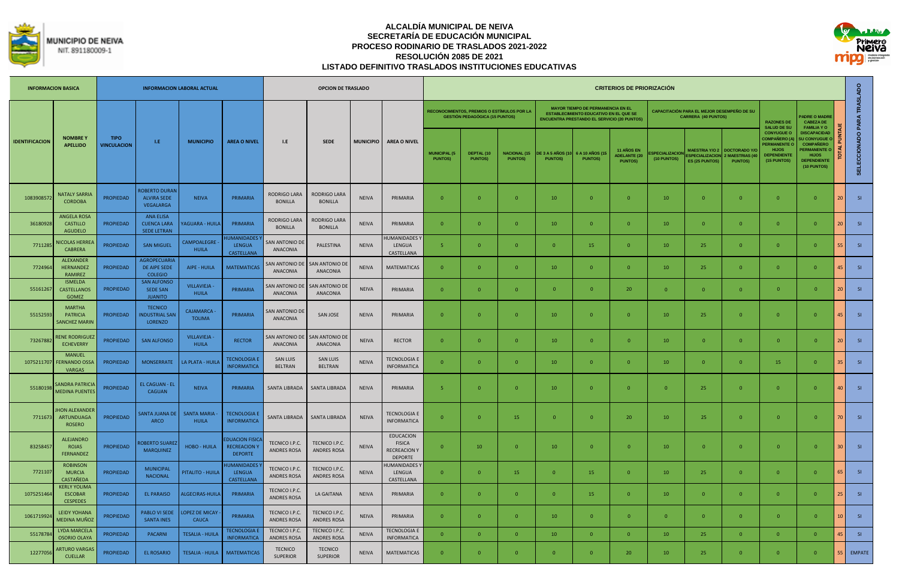# ALCALDÍA MUNICIPAL DE NEIVA
## SECRETARÍA DE EDUCACIÓN MUNICIPAL
## PROCESO RODINARIO DE TRASLADOS 2021-2022
## RESOLUCIÓN 2085 DE 2021
## LISTADO DEFINITIVO TRASLADOS INSTITUCIONES EDUCATIVAS

MUNICIPIO DE NEIVA
NIT. 891180009-1

| INFORMACION BASICA | | INFORMACION LABORAL ACTUAL | | | | OPCION DE TRASLADO | | | | CRITERIOS DE PRIORIZACIÓN | | | | | | | | | | | | SELECCIONADO PARA TRASLADO |
|---|---|---|---|---|---|---|---|---|---|---|---|---|---|---|---|---|---|---|---|---|---|---|
| | | | | | | | | | | RECONOCIMIENTOS, PREMIOS O ESTÍMULOS POR LA GESTIÓN PEDAGÓGICA (15 PUNTOS) | | | MAYOR TIEMPO DE PERMANENCIA EN EL ESTABLECIMIENTO EDUCATIVO EN EL QUE SE ENCUENTRA PRESTANDO EL SERVICIO (20 PUNTOS) | | | CAPACITACIÓN PARA EL MEJOR DESEMPEÑO DE SU CARRERA (40 PUNTOS) | | | RAZONES DE SALUD DE SU CONYUGUE O COMPAÑERO (A) PERMANENTE O HIJOS DEPENDIENTE (15 PUNTOS) | PADRE O MADRE CABEZA DE FAMILIA Y O DISCAPACIDAD SU CONYUGUE O COMPAÑERO PERMANENTE O HIJOS DEPENDIENTE (10 PUNTOS) | TOTAL PUNTAJE | |
| IDENTIFICACION | NOMBRE Y APELLIDO | TIPO VINCULACION | I.E | MUNICIPIO | AREA O NIVEL | I.E | SEDE | MUNICIPIO | AREA O NIVEL | MUNICIPAL (5 PUNTOS) | DEPTAL (10 PUNTOS) | NACIONAL (15 PUNTOS) | DE 3 A 5 AÑOS (10 PUNTOS) | 6 A 10 AÑOS (15 PUNTOS) | 11 AÑOS EN ADELANTE (20 PUNTOS) | ESPECIALIZACION (10 PUNTOS) | MAESTRIA Y/O 2 ESPECIALIZACIONES (25 PUNTOS) | DOCTORADO Y/O 2 MAESTRIAS (40 PUNTOS) | | | | |
| 1083908572 | NATALY SARRIA CORDOBA | PROPIEDAD | ROBERTO DURAN ALVIRA SEDE VEGALARGA | NEIVA | PRIMARIA | RODRIGO LARA BONILLA | RODRIGO LARA BONILLA | NEIVA | PRIMARIA | 0 | 0 | 0 | 10 | 0 | 0 | 10 | 0 | 0 | 0 | 0 | 20 | SI |
| 36180928 | ANGELA ROSA CASTILLO AGUDELO | PROPIEDAD | ANA ELISA CUENCA LARA SEDE LETRAN | YAGUARA - HUILA | PRIMARIA | RODRIGO LARA BONILLA | RODRIGO LARA BONILLA | NEIVA | PRIMARIA | 0 | 0 | 0 | 10 | 0 | 0 | 10 | 0 | 0 | 0 | 0 | 20 | SI |
| 7711285 | NICOLAS HERREA CABRERA | PROPIEDAD | SAN MIGUEL | CAMPOALEGRE - HUILA | HUMANIDADES Y LENGUA CASTELLANA | SAN ANTONIO DE ANACONIA | PALESTINA | NEIVA | HUMANIDADES Y LENGUA CASTELLANA | 5 | 0 | 0 | 0 | 15 | 0 | 10 | 25 | 0 | 0 | 0 | 55 | SI |
| 7724964 | ALEXANDER HERNANDEZ RAMIREZ | PROPIEDAD | AGROPECUARIA DE AIPE SEDE COLEGIO | AIPE - HUILA | MATEMATICAS | SAN ANTONIO DE ANACONIA | SAN ANTONIO DE ANACONIA | NEIVA | MATEMATICAS | 0 | 0 | 0 | 10 | 0 | 0 | 10 | 25 | 0 | 0 | 0 | 45 | SI |
| 55161267 | ISMELDA CASTELLANOS GOMEZ | PROPIEDAD | SAN ALFONSO SEDE SAN JUANITO | VILLAVIEJA - HUILA | PRIMARIA | SAN ANTONIO DE ANACONIA | SAN ANTONIO DE ANACONIA | NEIVA | PRIMARIA | 0 | 0 | 0 | 0 | 0 | 20 | 0 | 0 | 0 | 0 | 0 | 20 | SI |
| 55152593 | MARTHA PATRICIA SANCHEZ MARIN | PROPIEDAD | TECNICO INDUSTRIAL SAN LORENZO | CAJAMARCA - TOLIMA | PRIMARIA | SAN ANTONIO DE ANACONIA | SAN JOSE | NEIVA | PRIMARIA | 0 | 0 | 0 | 10 | 0 | 0 | 10 | 25 | 0 | 0 | 0 | 45 | SI |
| 73267882 | RENE RODRIGUEZ ECHEVERRY | PROPIEDAD | SAN ALFONSO | VILLAVIEJA - HUILA | RECTOR | SAN ANTONIO DE ANACONIA | SAN ANTONIO DE ANACONIA | NEIVA | RECTOR | 0 | 0 | 0 | 10 | 0 | 0 | 10 | 0 | 0 | 0 | 0 | 20 | SI |
| 1075211707 | MANUEL FERNANDO OSSA VARGAS | PROPIEDAD | MONSERRATE | LA PLATA - HUILA | TECNOLOGIA E INFORMATICA | SAN LUIS BELTRAN | SAN LUIS BELTRAN | NEIVA | TECNOLOGIA E INFORMATICA | 0 | 0 | 0 | 10 | 0 | 0 | 10 | 0 | 0 | 15 | 0 | 35 | SI |
| 55180198 | SANDRA PATRICIA MEDINA PUENTES | PROPIEDAD | EL CAGUAN - EL CAGUAN | NEIVA | PRIMARIA | SANTA LIBRADA | SANTA LIBRADA | NEIVA | PRIMARIA | 5 | 0 | 0 | 10 | 0 | 0 | 0 | 25 | 0 | 0 | 0 | 40 | SI |
| 7711673 | JHON ALEXANDER ARTUNDUAGA ROSERO | PROPIEDAD | SANTA JUANA DE ARCO | SANTA MARIA - HUILA | TECNOLOGIA E INFORMATICA | SANTA LIBRADA | SANTA LIBRADA | NEIVA | TECNOLOGIA E INFORMATICA | 0 | 0 | 15 | 0 | 0 | 20 | 10 | 25 | 0 | 0 | 0 | 70 | SI |
| 83258457 | ALEJANDRO ROJAS FERNANDEZ | PROPIEDAD | ROBERTO SUAREZ MARQUINEZ | HOBO - HUILA | EDUCACION FISICA RECREACION Y DEPORTE | TECNICO I.P.C. ANDRES ROSA | TECNICO I.P.C. ANDRES ROSA | NEIVA | EDUCACION FISICA RECREACION Y DEPORTE | 0 | 10 | 0 | 10 | 0 | 0 | 10 | 0 | 0 | 0 | 0 | 30 | SI |
| 7721107 | ROBINSON MURCIA CASTAÑEDA | PROPIEDAD | MUNICIPAL NACIONAL | PITALITO - HUILA | HUMANIDADES Y LENGUA CASTELLANA | TECNICO I.P.C. ANDRES ROSA | TECNICO I.P.C. ANDRES ROSA | NEIVA | HUMANIDADES Y LENGUA CASTELLANA | 0 | 0 | 15 | 0 | 15 | 0 | 10 | 25 | 0 | 0 | 0 | 65 | SI |
| 1075251464 | KERLY YOLIMA ESCOBAR CESPEDES | PROPIEDAD | EL PARAISO | ALGECIRAS-HUILA | PRIMARIA | TECNICO I.P.C. ANDRES ROSA | LA GAITANA | NEIVA | PRIMARIA | 0 | 0 | 0 | 0 | 15 | 0 | 10 | 0 | 0 | 0 | 0 | 25 | SI |
| 1061719924 | LEIDY YOHANA MEDINA MUÑOZ | PROPIEDAD | PABLO VI SEDE SANTA INES | LOPEZ DE MICAY - CAUCA | PRIMARIA | TECNICO I.P.C. ANDRES ROSA | TECNICO I.P.C. ANDRES ROSA | NEIVA | PRIMARIA | 0 | 0 | 0 | 10 | 0 | 0 | 0 | 0 | 0 | 0 | 0 | 10 | SI |
| 55178784 | LYDA MARCELA OSORIO OLAYA | PROPIEDAD | PACARNI | TESALIA - HUILA | TECNOLOGIA E INFORMATICA | TECNICO I.P.C. ANDRES ROSA | TECNICO I.P.C. ANDRES ROSA | NEIVA | TECNOLOGIA E INFORMATICA | 0 | 0 | 0 | 10 | 0 | 0 | 10 | 25 | 0 | 0 | 0 | 45 | SI |
| 12277056 | ARTURO VARGAS CUELLAR | PROPIEDAD | EL ROSARIO | TESALIA - HUILA | MATEMATICAS | TECNICO SUPERIOR | TECNICO SUPERIOR | NEIVA | MATEMATICAS | 0 | 0 | 0 | 0 | 0 | 20 | 10 | 25 | 0 | 0 | 0 | 55 | EMPATE |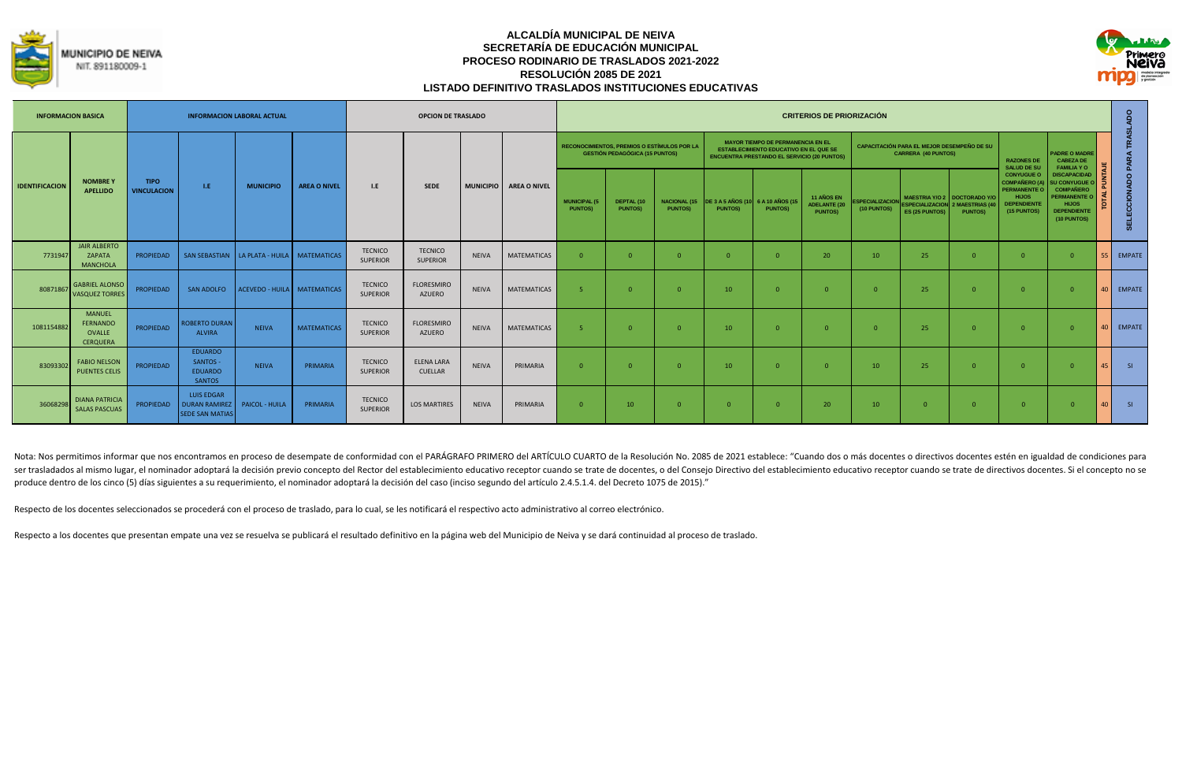# ALCALDÍA MUNICIPAL DE NEIVA
## SECRETARÍA DE EDUCACIÓN MUNICIPAL
## PROCESO RODINARIO DE TRASLADOS 2021-2022
## RESOLUCIÓN 2085 DE 2021
## LISTADO DEFINITIVO TRASLADOS INSTITUCIONES EDUCATIVAS

| INFORMACION BASICA | | INFORMACION LABORAL ACTUAL | | | | OPCION DE TRASLADO | | | | CRITERIOS DE PRIORIZACIÓN | | | | | | | | | | | | SELECCIONADO PARA TRASLADO |
|---|---|---|---|---|---|---|---|---|---|---|---|---|---|---|---|---|---|---|---|---|---|---|
| | | | | | | | | | | RECONOCIMIENTOS, PREMIOS O ESTÍMULOS POR LA GESTIÓN PEDAGÓGICA (15 PUNTOS) | | | MAYOR TIEMPO DE PERMANENCIA EN EL ESTABLECIMIENTO EDUCATIVO EN EL QUE SE ENCUENTRA PRESTANDO EL SERVICIO (20 PUNTOS) | | | CAPACITACIÓN PARA EL MEJOR DESEMPEÑO DE SU CARRERA (40 PUNTOS) | | | RAZONES DE SALUD DE SU CONYUGUE O COMPAÑERO (A) PERMANENTE O HIJOS DEPENDIENTE (15 PUNTOS) | PADRE O MADRE CABEZA DE FAMILIA Y O DISCAPACIDAD SU CONYUGUE O COMPAÑERO PERMANENTE O HIJOS DEPENDIENTE (10 PUNTOS) | TOTAL PUNTAJE | |
| IDENTIFICACION | NOMBRE Y APELLIDO | TIPO VINCULACION | I.E | MUNICIPIO | AREA O NIVEL | I.E | SEDE | MUNICIPIO | AREA O NIVEL | MUNICIPAL (5 PUNTOS) | DEPTAL (10 PUNTOS) | NACIONAL (15 PUNTOS) | DE 3 A 5 AÑOS (10 PUNTOS) | 6 A 10 AÑOS (15 PUNTOS) | 11 AÑOS EN ADELANTE (20 PUNTOS) | ESPECIALIZACION (10 PUNTOS) | MAESTRIA Y/O 2 ESPECIALIZACIONES (25 PUNTOS) | DOCTORADO Y/O 2 MAESTRIAS (40 PUNTOS) | | | | |
| 7731947 | JAIR ALBERTO ZAPATA MANCHOLA | PROPIEDAD | SAN SEBASTIAN | LA PLATA - HUILA | MATEMATICAS | TECNICO SUPERIOR | TECNICO SUPERIOR | NEIVA | MATEMATICAS | 0 | 0 | 0 | 0 | 0 | 20 | 10 | 25 | 0 | 0 | 0 | 55 | EMPATE |
| 80871867 | GABRIEL ALONSO VASQUEZ TORRES | PROPIEDAD | SAN ADOLFO | ACEVEDO - HUILA | MATEMATICAS | TECNICO SUPERIOR | FLORESMIRO AZUERO | NEIVA | MATEMATICAS | 5 | 0 | 0 | 10 | 0 | 0 | 0 | 25 | 0 | 0 | 0 | 40 | EMPATE |
| 1081154882 | MANUEL FERNANDO OVALLE CERQUERA | PROPIEDAD | ROBERTO DURAN ALVIRA | NEIVA | MATEMATICAS | TECNICO SUPERIOR | FLORESMIRO AZUERO | NEIVA | MATEMATICAS | 5 | 0 | 0 | 10 | 0 | 0 | 0 | 25 | 0 | 0 | 0 | 40 | EMPATE |
| 83093302 | FABIO NELSON PUENTES CELIS | PROPIEDAD | EDUARDO SANTOS - EDUARDO SANTOS | NEIVA | PRIMARIA | TECNICO SUPERIOR | ELENA LARA CUELLAR | NEIVA | PRIMARIA | 0 | 0 | 0 | 10 | 0 | 0 | 10 | 25 | 0 | 0 | 0 | 45 | SI |
| 36068298 | DIANA PATRICIA SALAS PASCUAS | PROPIEDAD | LUIS EDGAR DURAN RAMIREZ SEDE SAN MATIAS | PAICOL - HUILA | PRIMARIA | TECNICO SUPERIOR | LOS MARTIRES | NEIVA | PRIMARIA | 0 | 10 | 0 | 0 | 0 | 20 | 10 | 0 | 0 | 0 | 0 | 40 | SI |

Nota: Nos permitimos informar que nos encontramos en proceso de desempate de conformidad con el PARÁGRAFO PRIMERO del ARTÍCULO CUARTO de la Resolución No. 2085 de 2021 establece: "Cuando dos o más docentes o directivos docentes estén en igualdad de condiciones para ser trasladados al mismo lugar, el nominador adoptará la decisión previo concepto del Rector del establecimiento educativo receptor cuando se trate de docentes, o del Consejo Directivo del establecimiento educativo receptor cuando se trate de directivos docentes. Si el concepto no se produce dentro de los cinco (5) días siguientes a su requerimiento, el nominador adoptará la decisión del caso (inciso segundo del artículo 2.4.5.1.4. del Decreto 1075 de 2015)."

Respecto de los docentes seleccionados se procederá con el proceso de traslado, para lo cual, se les notificará el respectivo acto administrativo al correo electrónico.

Respecto a los docentes que presentan empate una vez se resuelva se publicará el resultado definitivo en la página web del Municipio de Neiva y se dará continuidad al proceso de traslado.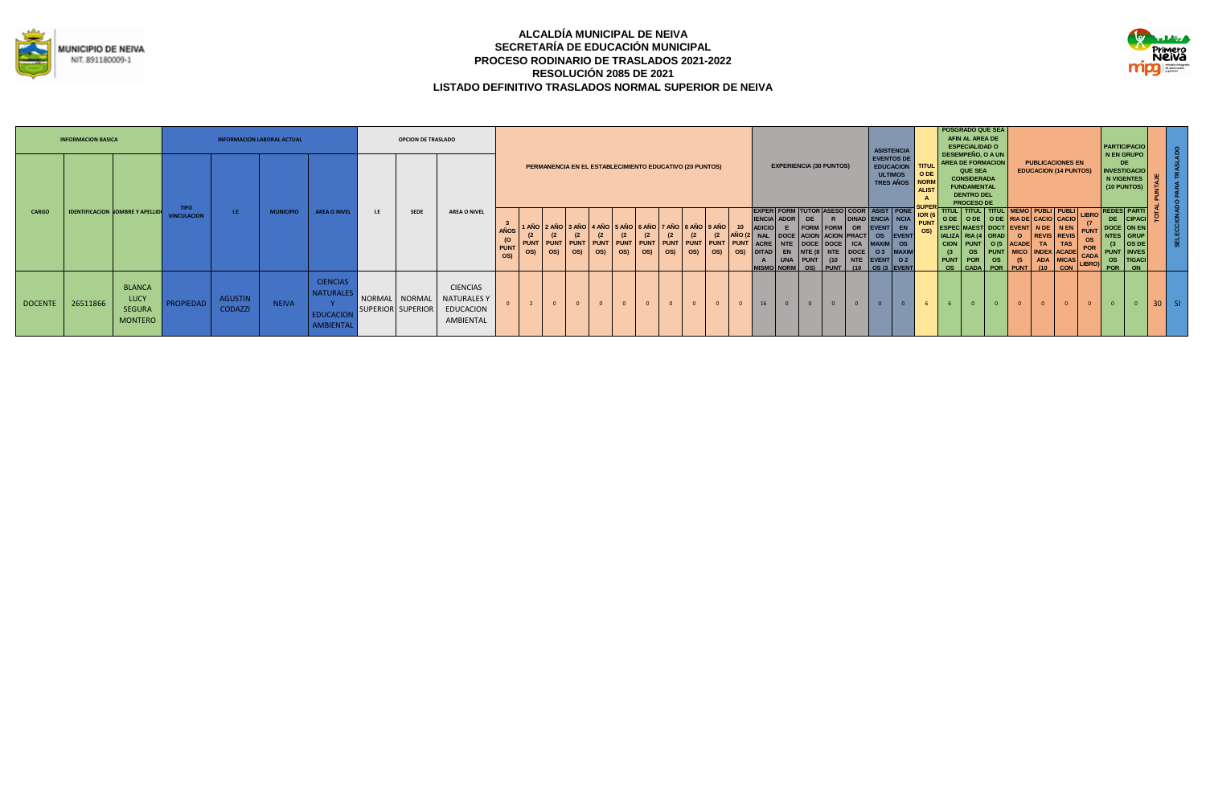**ALCALDÍA MUNICIPAL DE NEIVA**
**SECRETARÍA DE EDUCACIÓN MUNICIPAL**
**PROCESO RODINARIO DE TRASLADOS 2021-2022**
**RESOLUCIÓN 2085 DE 2021**
**LISTADO DEFINITIVO TRASLADOS NORMAL SUPERIOR DE NEIVA**

| INFORMACION BASICA | | | INFORMACION LABORAL ACTUAL | | | | OPCION DE TRASLADO | | | PERMANENCIA EN EL ESTABLECIMIENTO EDUCATIVO (20 PUNTOS) | | | | | | | | | | | EXPERIENCIA (30 PUNTOS) | | | | | ASISTENCIA EVENTOS DE EDUCACION ULTIMOS TRES AÑOS | | TITULO DE NORMALISTA SUPERIOR (6 PUNTOS) | POSGRADO QUE SEA AFIN AL AREA DE ESPECIALIDAD O DESEMPEÑO, O A UN AREA DE FORMACION QUE SEA CONSIDERADA FUNDAMENTAL DENTRO DEL PROCESO DE | | | PUBLICACIONES EN EDUCACION (14 PUNTOS) | | | | PARTICIPACION EN GRUPO DE INVESTIGACION VIGENTES (10 PUNTOS) | | TOTAL PUNTAJE | SELECCIONADO PARA TRASLADO |
|---|---|---|---|---|---|---|---|---|---|---|---|---|---|---|---|---|---|---|---|---|---|---|---|---|---|---|---|---|---|---|---|---|---|---|---|---|---|---|---|
| CARGO | IDENTIFICACION | NOMBRE Y APELLIDO | TIPO VINCULACION | I.E | MUNICIPIO | AREA O NIVEL | I.E | SEDE | AREA O NIVEL | 3 AÑOS (O PUNTOS) | 1 AÑO (2 PUNTOS) | 2 AÑO (2 PUNTOS) | 3 AÑO (2 PUNTOS) | 4 AÑO (2 PUNTOS) | 5 AÑO (2 PUNTOS) | 6 AÑO (2 PUNTOS) | 7 AÑO (2 PUNTOS) | 8 AÑO (2 PUNTOS) | 9 AÑO (2 PUNTOS) | 10 AÑO (2 PUNTOS) | EXPERIENCIA ADICIONAL ACREDITADA MISMO | FORMADOR E NORMA | TUTOR DE DOCENTE (8 PUNTOS) | ASESOR FORMACION DOCENTE (10 PUNT | COORDINADOR ACADEMICA PRACTICA DOCENTE (10 | ASISTENCIA EVENTOS MAXIMO 3 EVENTOS (3 | PONENCIA EN EVENTOS MAXIMO 2 EVENT | | TITULO DE ESPECIALIZACION (3 PUNTOS) | TITULO MAESTRIA (4 PUNTOS POR CADA | TITULO DOCTORADO (5 PUNTOS POR | MEMORIA DE EVENTO ACADEMICO (5 PUNT | PUBLICACION DE REVISTA INDEXADA (10 | PUBLICACION EN REVISTAS ACADEMICAS CON | LIBRO (7 PUNTOS POR CADA LIBRO) | REDES DE DOCENTES (3 PUNTOS POR | PARTICIPACION EN GRUPOS DE INVESTIGACION | | |
| DOCENTE | 26511866 | BLANCA LUCY SEGURA MONTERO | PROPIEDAD | AGUSTIN CODAZZI | NEIVA | CIENCIAS NATURALES Y EDUCACION AMBIENTAL | NORMAL SUPERIOR | NORMAL SUPERIOR | CIENCIAS NATURALES Y EDUCACION AMBIENTAL | 0 | 2 | 0 | 0 | 0 | 0 | 0 | 0 | 0 | 0 | 0 | 16 | 0 | 0 | 0 | 0 | 0 | 0 | 6 | 6 | 0 | 0 | 0 | 0 | 0 | 0 | 0 | 0 | 30 | SI |